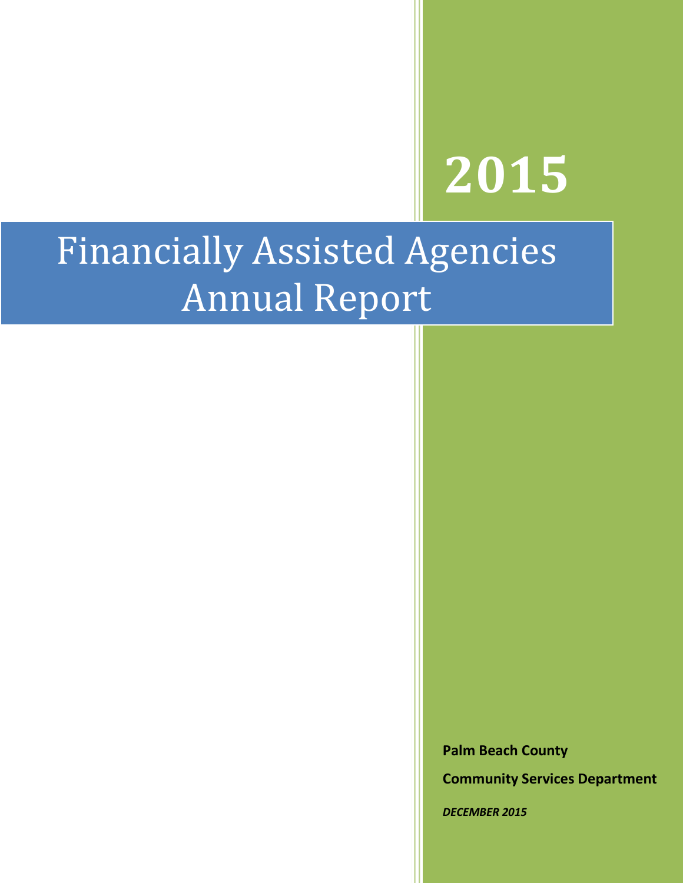# 2015

# Financially Assisted Agencies Annual Report

**Palm Beach County**

**Community Services Department**

***DECEMBER 2015***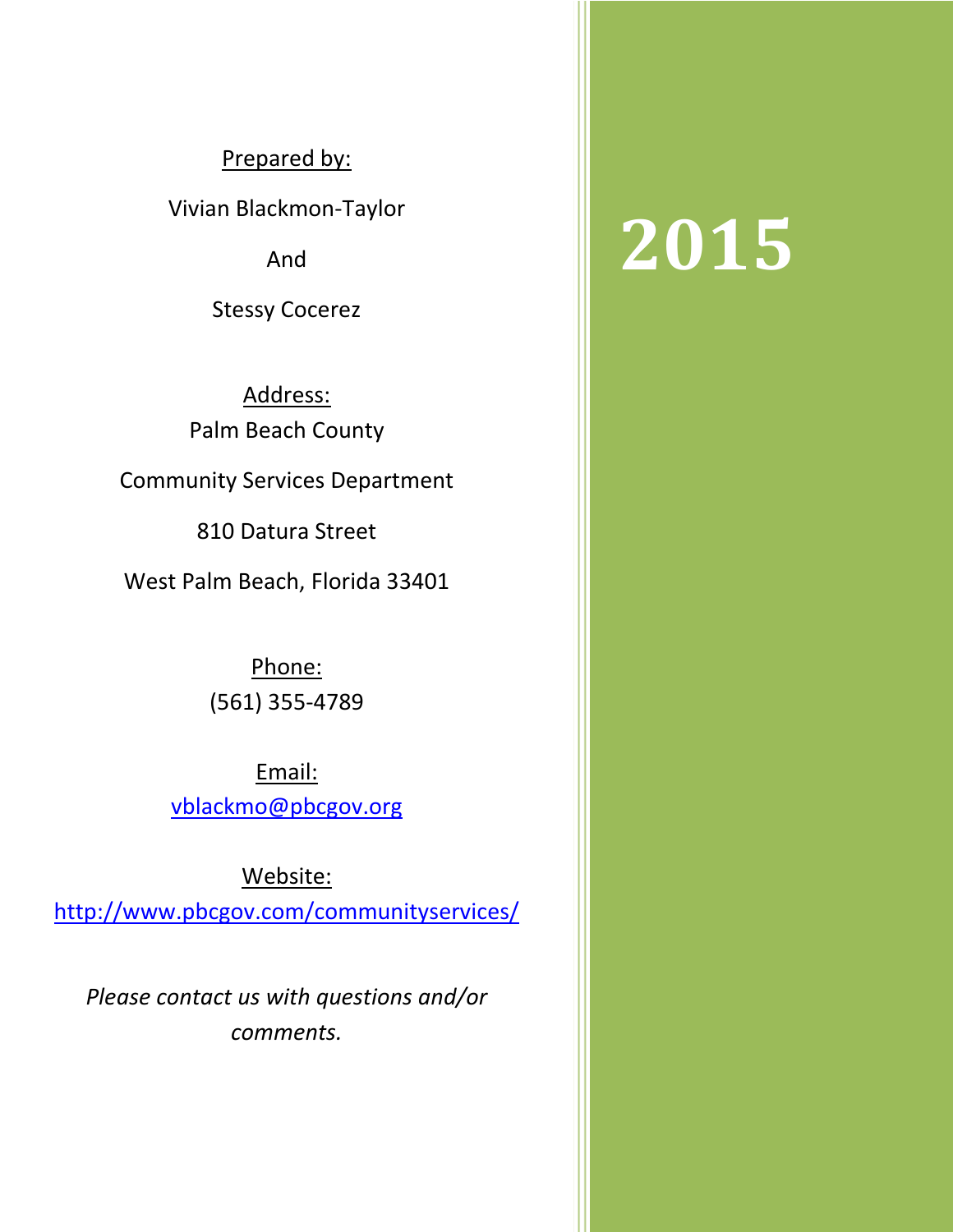Prepared by:

Vivian Blackmon-Taylor

And

Stessy Cocerez

Address:

Palm Beach County

Community Services Department

810 Datura Street

West Palm Beach, Florida 33401

Phone:

(561) 355-4789

Email:

vblackmo@pbcgov.org

Website:

http://www.pbcgov.com/communityservices/

*Please contact us with questions and/or comments.*

# 2015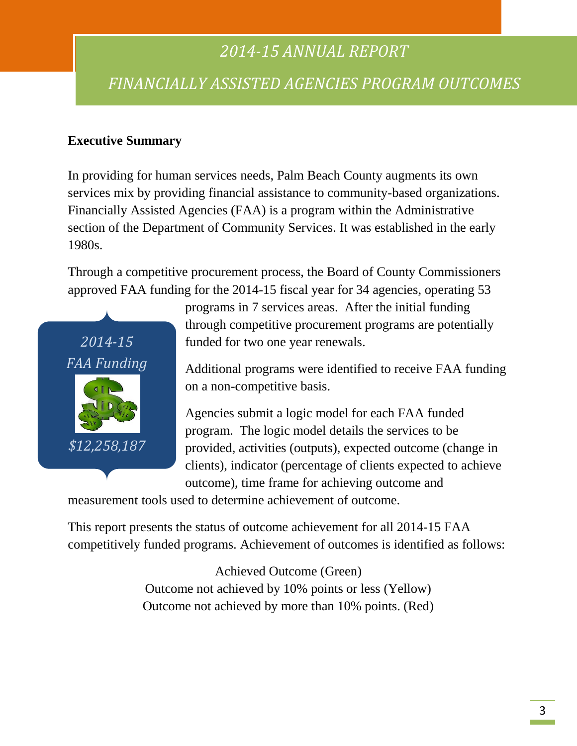# 2014-15 ANNUAL REPORT

## FINANCIALLY ASSISTED AGENCIES PROGRAM OUTCOMES

**Executive Summary**

In providing for human services needs, Palm Beach County augments its own services mix by providing financial assistance to community-based organizations. Financially Assisted Agencies (FAA) is a program within the Administrative section of the Department of Community Services. It was established in the early 1980s.

Through a competitive procurement process, the Board of County Commissioners approved FAA funding for the 2014-15 fiscal year for 34 agencies, operating 53 programs in 7 services areas. After the initial funding through competitive procurement programs are potentially funded for two one year renewals.

*2014-15*
*FAA Funding*
*$12,258,187*

Additional programs were identified to receive FAA funding on a non-competitive basis.

Agencies submit a logic model for each FAA funded program. The logic model details the services to be provided, activities (outputs), expected outcome (change in clients), indicator (percentage of clients expected to achieve outcome), time frame for achieving outcome and measurement tools used to determine achievement of outcome.

This report presents the status of outcome achievement for all 2014-15 FAA competitively funded programs. Achievement of outcomes is identified as follows:

Achieved Outcome (Green)
Outcome not achieved by 10% points or less (Yellow)
Outcome not achieved by more than 10% points. (Red)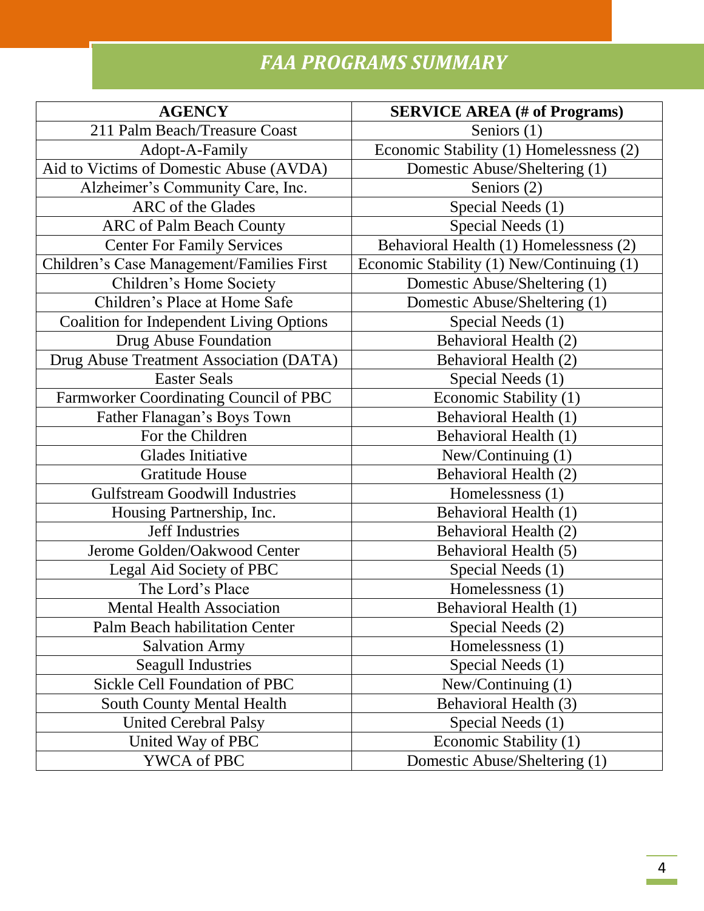## *FAA PROGRAMS SUMMARY*

| AGENCY | SERVICE AREA (# of Programs) |
|---|---|
| 211 Palm Beach/Treasure Coast | Seniors (1) |
| Adopt-A-Family | Economic Stability (1) Homelessness (2) |
| Aid to Victims of Domestic Abuse (AVDA) | Domestic Abuse/Sheltering (1) |
| Alzheimer's Community Care, Inc. | Seniors (2) |
| ARC of the Glades | Special Needs (1) |
| ARC of Palm Beach County | Special Needs (1) |
| Center For Family Services | Behavioral Health (1) Homelessness (2) |
| Children's Case Management/Families First | Economic Stability (1) New/Continuing (1) |
| Children's Home Society | Domestic Abuse/Sheltering (1) |
| Children's Place at Home Safe | Domestic Abuse/Sheltering (1) |
| Coalition for Independent Living Options | Special Needs (1) |
| Drug Abuse Foundation | Behavioral Health (2) |
| Drug Abuse Treatment Association (DATA) | Behavioral Health (2) |
| Easter Seals | Special Needs (1) |
| Farmworker Coordinating Council of PBC | Economic Stability (1) |
| Father Flanagan's Boys Town | Behavioral Health (1) |
| For the Children | Behavioral Health (1) |
| Glades Initiative | New/Continuing (1) |
| Gratitude House | Behavioral Health (2) |
| Gulfstream Goodwill Industries | Homelessness (1) |
| Housing Partnership, Inc. | Behavioral Health (1) |
| Jeff Industries | Behavioral Health (2) |
| Jerome Golden/Oakwood Center | Behavioral Health (5) |
| Legal Aid Society of PBC | Special Needs (1) |
| The Lord's Place | Homelessness (1) |
| Mental Health Association | Behavioral Health (1) |
| Palm Beach habilitation Center | Special Needs (2) |
| Salvation Army | Homelessness (1) |
| Seagull Industries | Special Needs (1) |
| Sickle Cell Foundation of PBC | New/Continuing (1) |
| South County Mental Health | Behavioral Health (3) |
| United Cerebral Palsy | Special Needs (1) |
| United Way of PBC | Economic Stability (1) |
| YWCA of PBC | Domestic Abuse/Sheltering (1) |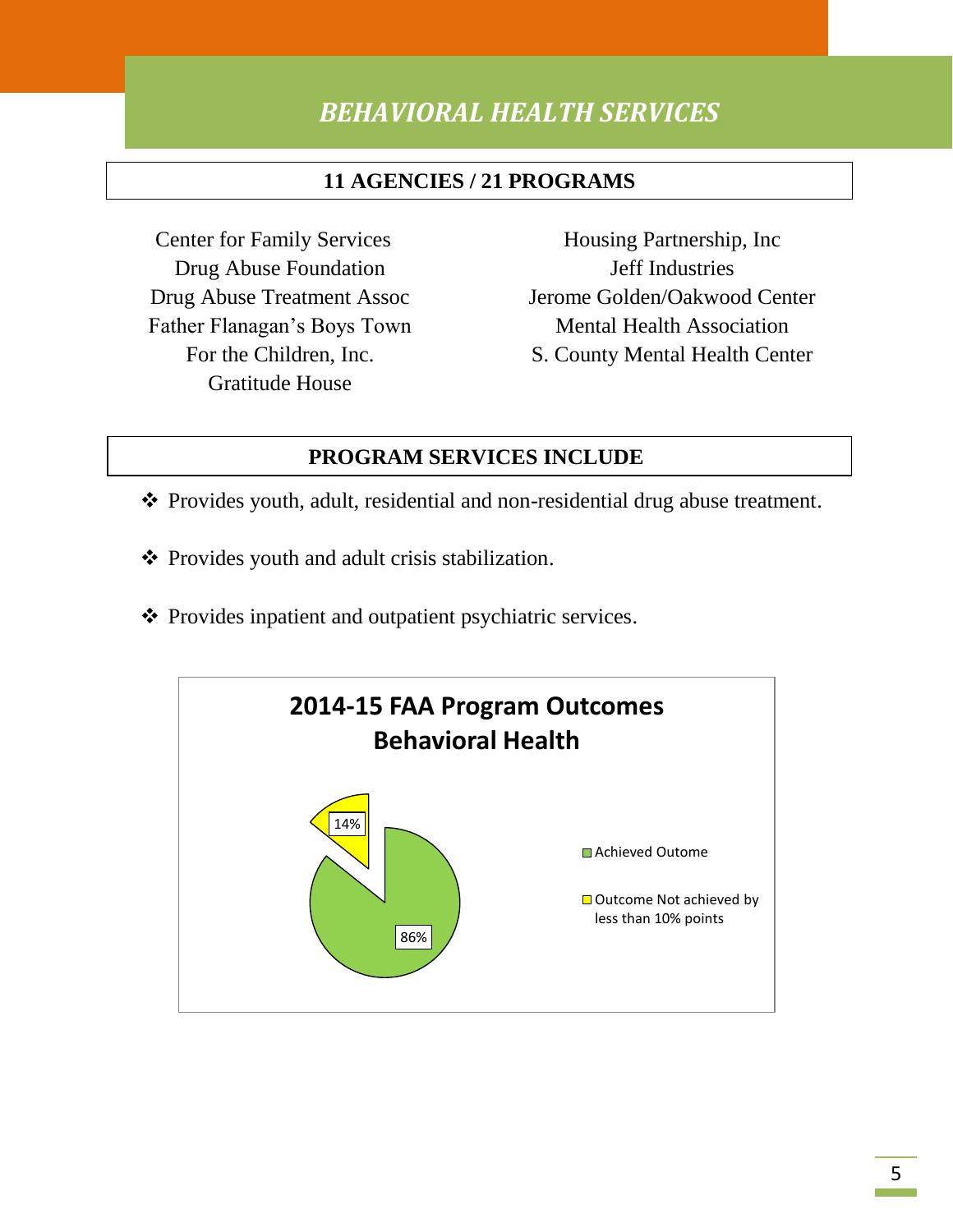# *BEHAVIORAL HEALTH SERVICES*

## 11 AGENCIES / 21 PROGRAMS

Center for Family Services
Drug Abuse Foundation
Drug Abuse Treatment Assoc
Father Flanagan's Boys Town
For the Children, Inc.
Gratitude House
Housing Partnership, Inc
Jeff Industries
Jerome Golden/Oakwood Center
Mental Health Association
S. County Mental Health Center

## PROGRAM SERVICES INCLUDE

- Provides youth, adult, residential and non-residential drug abuse treatment.
- Provides youth and adult crisis stabilization.
- Provides inpatient and outpatient psychiatric services.

**2014-15 FAA Program Outcomes**
**Behavioral Health**

14%
86%

Achieved Outome
Outcome Not achieved by less than 10% points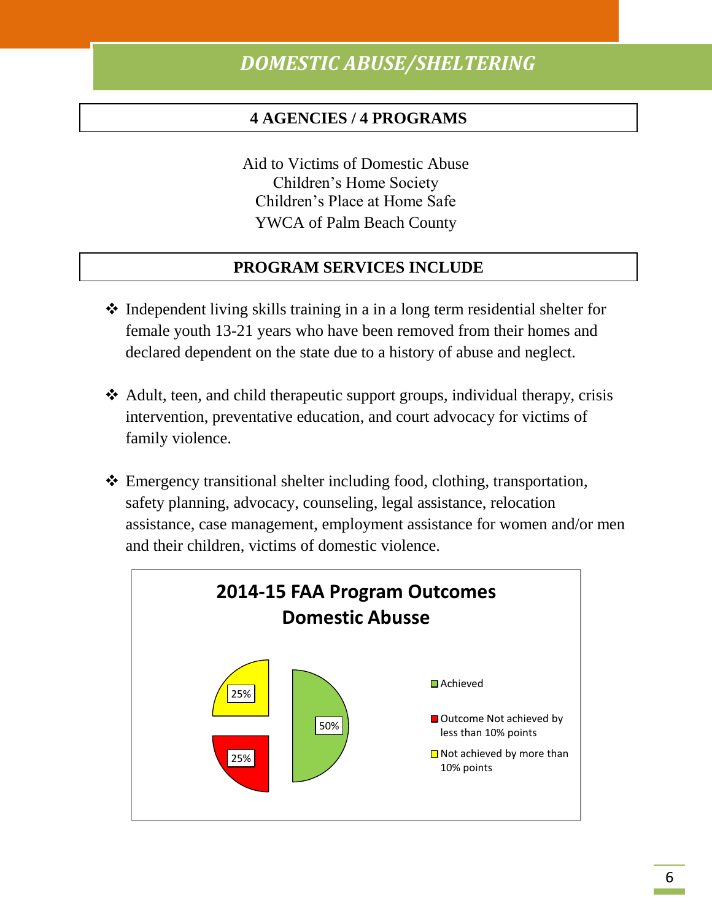# DOMESTIC ABUSE/SHELTERING

**4 AGENCIES / 4 PROGRAMS**

Aid to Victims of Domestic Abuse
Children's Home Society
Children's Place at Home Safe
YWCA of Palm Beach County

**PROGRAM SERVICES INCLUDE**

- Independent living skills training in a in a long term residential shelter for female youth 13-21 years who have been removed from their homes and declared dependent on the state due to a history of abuse and neglect.
- Adult, teen, and child therapeutic support groups, individual therapy, crisis intervention, preventative education, and court advocacy for victims of family violence.
- Emergency transitional shelter including food, clothing, transportation, safety planning, advocacy, counseling, legal assistance, relocation assistance, case management, employment assistance for women and/or men and their children, victims of domestic violence.

**2014-15 FAA Program Outcomes**
**Domestic Abusse**

25%
50%
25%

Achieved
Outcome Not achieved by less than 10% points
Not achieved by more than 10% points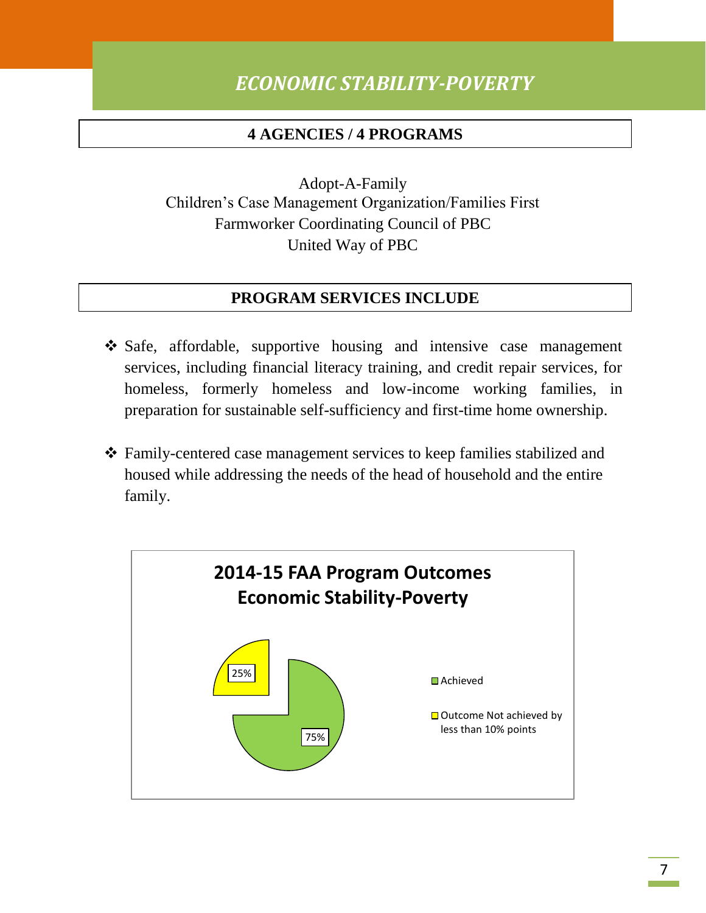# *ECONOMIC STABILITY-POVERTY*

## 4 AGENCIES / 4 PROGRAMS

Adopt-A-Family
Children's Case Management Organization/Families First
Farmworker Coordinating Council of PBC
United Way of PBC

## PROGRAM SERVICES INCLUDE

- Safe, affordable, supportive housing and intensive case management services, including financial literacy training, and credit repair services, for homeless, formerly homeless and low-income working families, in preparation for sustainable self-sufficiency and first-time home ownership.
- Family-centered case management services to keep families stabilized and housed while addressing the needs of the head of household and the entire family.

**2014-15 FAA Program Outcomes**
**Economic Stability-Poverty**

| Outcome | Percentage |
|---|---|
| Achieved | 75% |
| Outcome Not achieved by less than 10% points | 25% |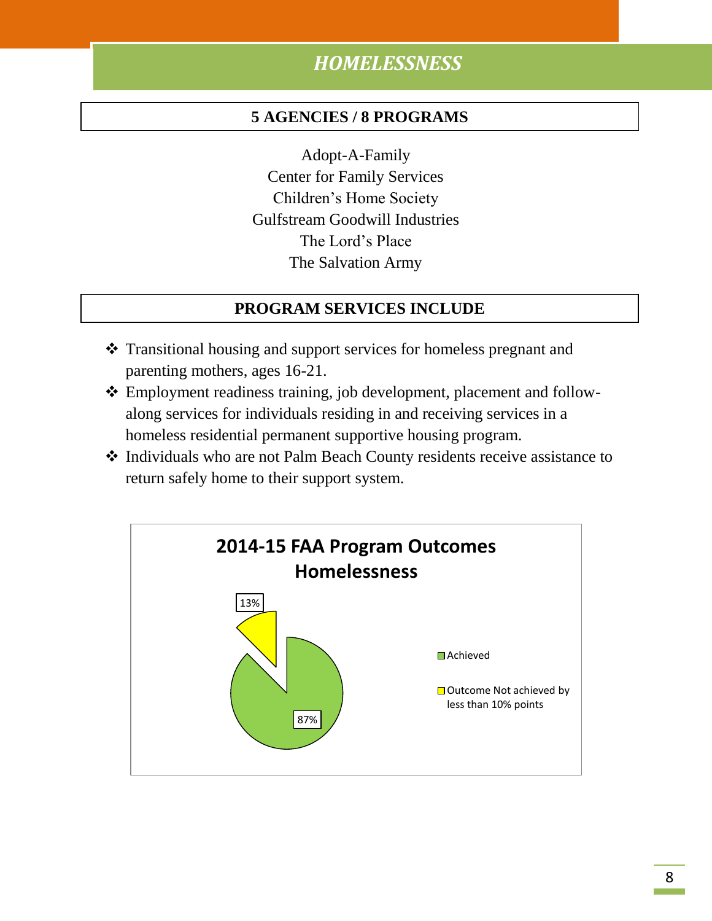# *HOMELESSNESS*

**5 AGENCIES / 8 PROGRAMS**

Adopt-A-Family
Center for Family Services
Children's Home Society
Gulfstream Goodwill Industries
The Lord's Place
The Salvation Army

**PROGRAM SERVICES INCLUDE**

- Transitional housing and support services for homeless pregnant and parenting mothers, ages 16-21.
- Employment readiness training, job development, placement and follow-along services for individuals residing in and receiving services in a homeless residential permanent supportive housing program.
- Individuals who are not Palm Beach County residents receive assistance to return safely home to their support system.

**2014-15 FAA Program Outcomes Homelessness**

| Outcome | Percent |
|---|---|
| Achieved | 87% |
| Outcome Not achieved by less than 10% points | 13% |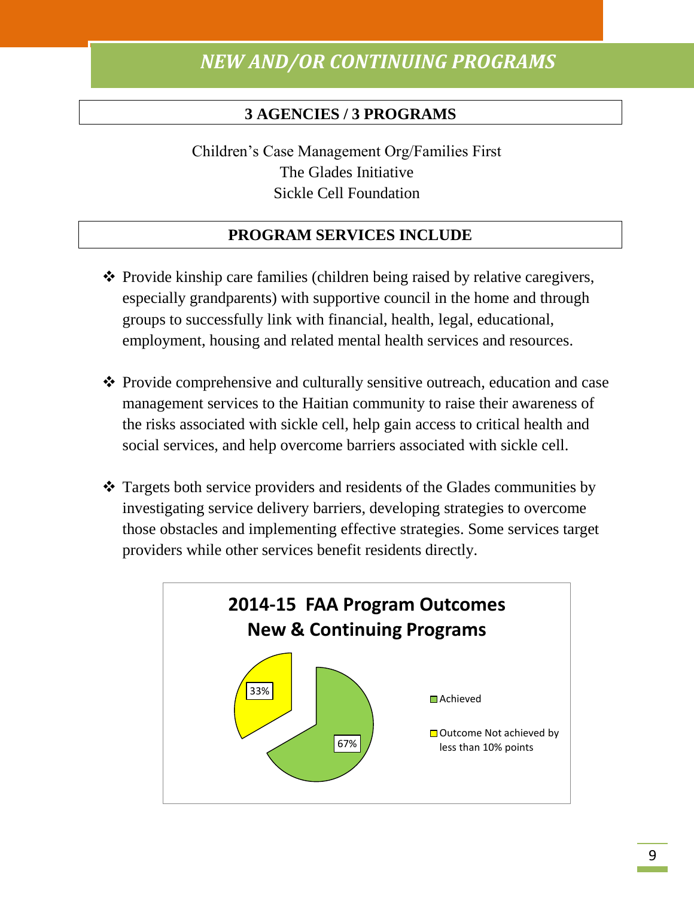# *NEW AND/OR CONTINUING PROGRAMS*

**3 AGENCIES / 3 PROGRAMS**

Children's Case Management Org/Families First
The Glades Initiative
Sickle Cell Foundation

**PROGRAM SERVICES INCLUDE**

- Provide kinship care families (children being raised by relative caregivers, especially grandparents) with supportive council in the home and through groups to successfully link with financial, health, legal, educational, employment, housing and related mental health services and resources.
- Provide comprehensive and culturally sensitive outreach, education and case management services to the Haitian community to raise their awareness of the risks associated with sickle cell, help gain access to critical health and social services, and help overcome barriers associated with sickle cell.
- Targets both service providers and residents of the Glades communities by investigating service delivery barriers, developing strategies to overcome those obstacles and implementing effective strategies. Some services target providers while other services benefit residents directly.

**2014-15 FAA Program Outcomes**
**New & Continuing Programs**

| Outcome | Percentage |
|---|---|
| Achieved | 67% |
| Outcome Not achieved by less than 10% points | 33% |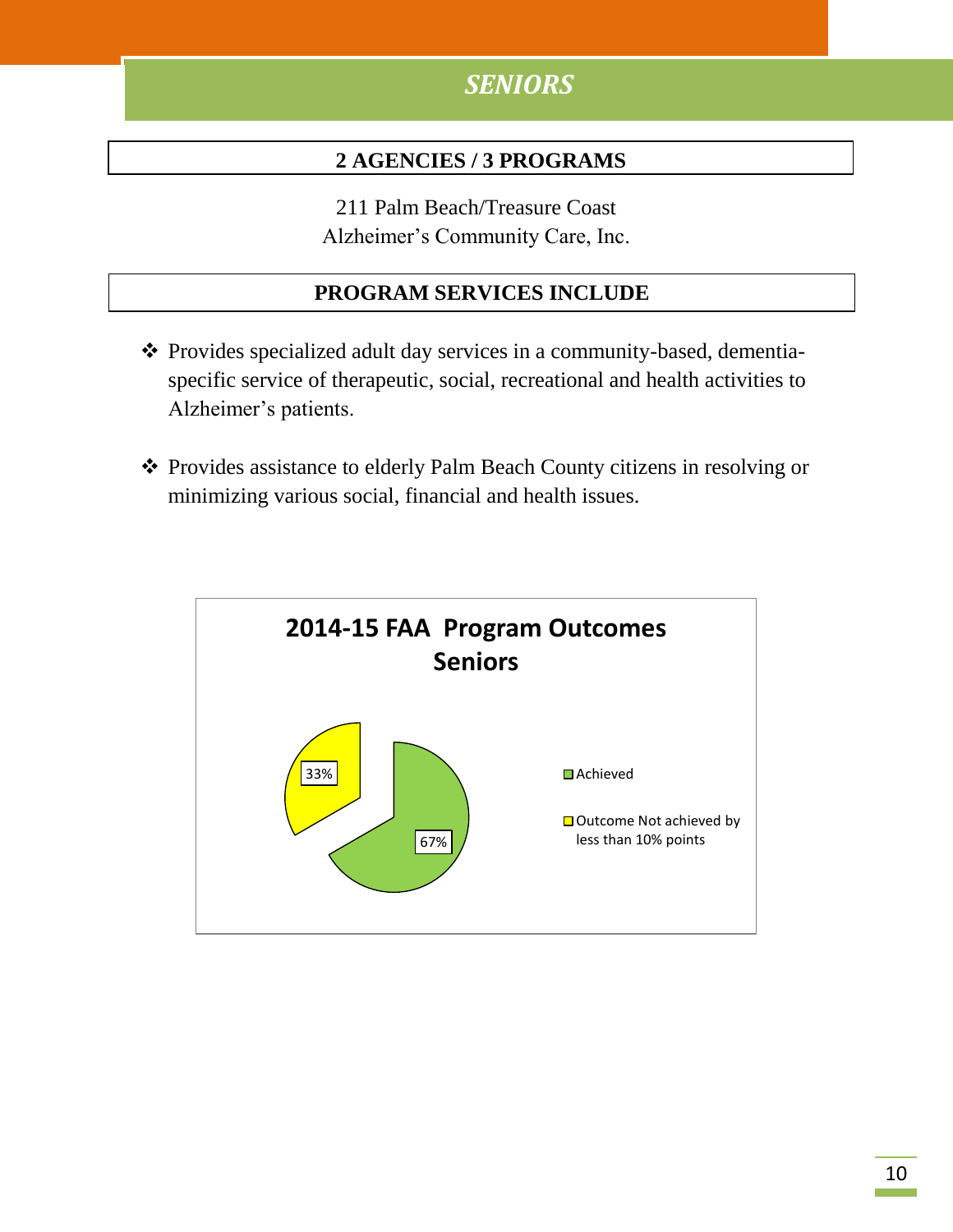# SENIORS

**2 AGENCIES / 3 PROGRAMS**

211 Palm Beach/Treasure Coast
Alzheimer's Community Care, Inc.

**PROGRAM SERVICES INCLUDE**

- Provides specialized adult day services in a community-based, dementia-specific service of therapeutic, social, recreational and health activities to Alzheimer's patients.
- Provides assistance to elderly Palm Beach County citizens in resolving or minimizing various social, financial and health issues.

**2014-15 FAA Program Outcomes Seniors**

| Outcome | Percentage |
|---|---|
| Achieved | 67% |
| Outcome Not achieved by less than 10% points | 33% |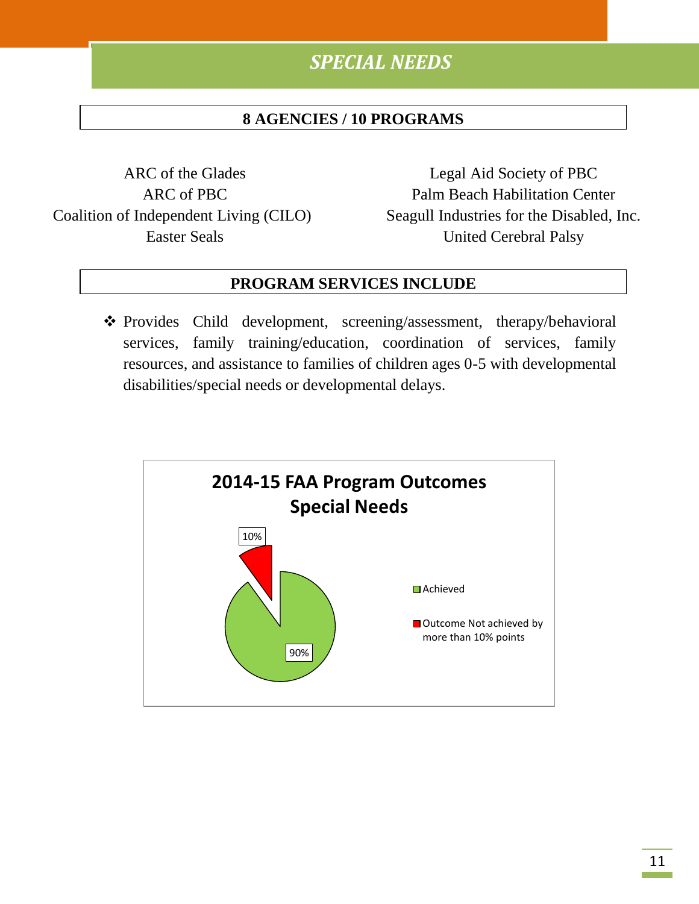# SPECIAL NEEDS

## 8 AGENCIES / 10 PROGRAMS

ARC of the Glades
ARC of PBC
Coalition of Independent Living (CILO)
Easter Seals
Legal Aid Society of PBC
Palm Beach Habilitation Center
Seagull Industries for the Disabled, Inc.
United Cerebral Palsy

## PROGRAM SERVICES INCLUDE

- Provides Child development, screening/assessment, therapy/behavioral services, family training/education, coordination of services, family resources, and assistance to families of children ages 0-5 with developmental disabilities/special needs or developmental delays.

**2014-15 FAA Program Outcomes**
**Special Needs**

| Outcome | Percentage |
|---|---|
| Achieved | 90% |
| Outcome Not achieved by more than 10% points | 10% |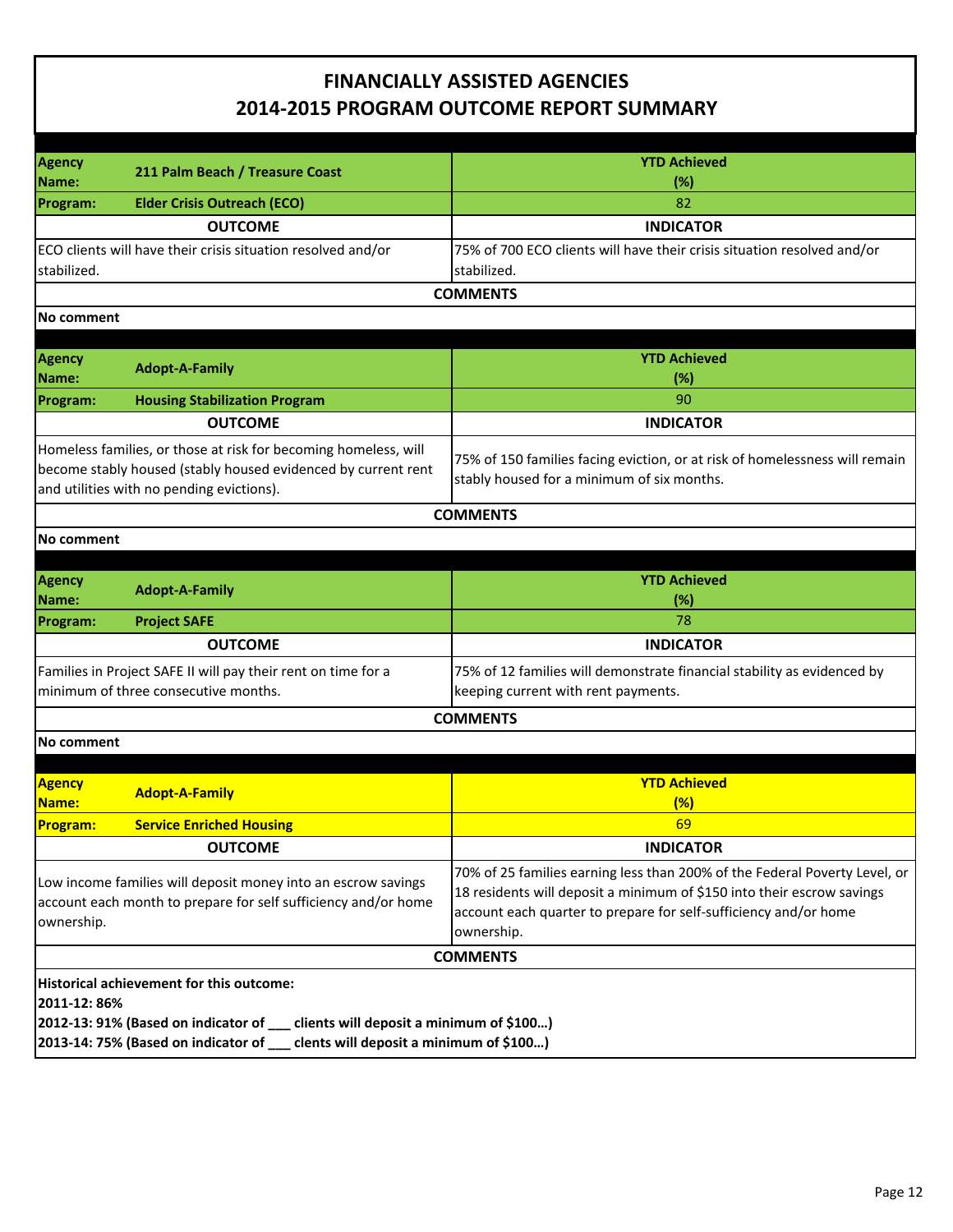# FINANCIALLY ASSISTED AGENCIES
# 2014-2015 PROGRAM OUTCOME REPORT SUMMARY

| **Agency Name:** **211 Palm Beach / Treasure Coast** | **YTD Achieved (%)** |
|---|---|
| **Program:** **Elder Crisis Outreach (ECO)** | 82 |
| **OUTCOME** | **INDICATOR** |
| ECO clients will have their crisis situation resolved and/or stabilized. | 75% of 700 ECO clients will have their crisis situation resolved and/or stabilized. |
| **COMMENTS** | |
| **No comment** | |

| **Agency Name:** **Adopt-A-Family** | **YTD Achieved (%)** |
|---|---|
| **Program:** **Housing Stabilization Program** | 90 |
| **OUTCOME** | **INDICATOR** |
| Homeless families, or those at risk for becoming homeless, will become stably housed (stably housed evidenced by current rent and utilities with no pending evictions). | 75% of 150 families facing eviction, or at risk of homelessness will remain stably housed for a minimum of six months. |
| **COMMENTS** | |
| **No comment** | |

| **Agency Name:** **Adopt-A-Family** | **YTD Achieved (%)** |
|---|---|
| **Program:** **Project SAFE** | 78 |
| **OUTCOME** | **INDICATOR** |
| Families in Project SAFE II will pay their rent on time for a minimum of three consecutive months. | 75% of 12 families will demonstrate financial stability as evidenced by keeping current with rent payments. |
| **COMMENTS** | |
| **No comment** | |

| **Agency Name:** **Adopt-A-Family** | **YTD Achieved (%)** |
|---|---|
| **Program:** **Service Enriched Housing** | 69 |
| **OUTCOME** | **INDICATOR** |
| Low income families will deposit money into an escrow savings account each month to prepare for self sufficiency and/or home ownership. | 70% of 25 families earning less than 200% of the Federal Poverty Level, or 18 residents will deposit a minimum of $150 into their escrow savings account each quarter to prepare for self-sufficiency and/or home ownership. |
| **COMMENTS** | |
| **Historical achievement for this outcome:**<br>**2011-12: 86%**<br>**2012-13: 91% (Based on indicator of ___ clients will deposit a minimum of $100…)**<br>**2013-14: 75% (Based on indicator of ___ clients will deposit a minimum of $100…)** | |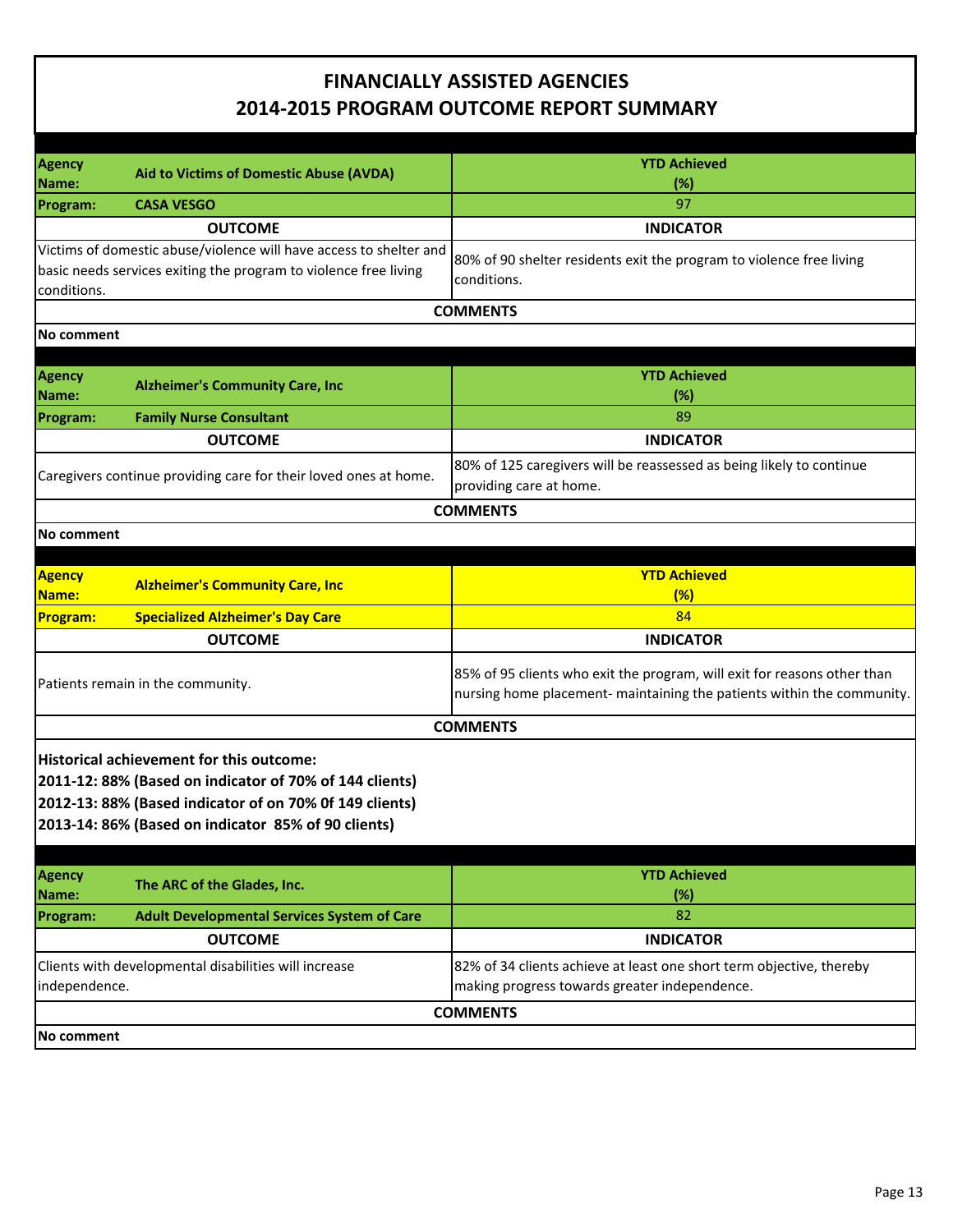# FINANCIALLY ASSISTED AGENCIES
# 2014-2015 PROGRAM OUTCOME REPORT SUMMARY

| **Agency Name:** | **Aid to Victims of Domestic Abuse (AVDA)** | **YTD Achieved (%)** |
|---|---|---|
| **Program:** | **CASA VESGO** | 97 |
| **OUTCOME** | | **INDICATOR** |
| Victims of domestic abuse/violence will have access to shelter and basic needs services exiting the program to violence free living conditions. | | 80% of 90 shelter residents exit the program to violence free living conditions. |
| **COMMENTS** | | |
| **No comment** | | |

| **Agency Name:** | **Alzheimer's Community Care, Inc** | **YTD Achieved (%)** |
|---|---|---|
| **Program:** | **Family Nurse Consultant** | 89 |
| **OUTCOME** | | **INDICATOR** |
| Caregivers continue providing care for their loved ones at home. | | 80% of 125 caregivers will be reassessed as being likely to continue providing care at home. |
| **COMMENTS** | | |
| **No comment** | | |

| **Agency Name:** | **Alzheimer's Community Care, Inc** | **YTD Achieved (%)** |
|---|---|---|
| **Program:** | **Specialized Alzheimer's Day Care** | 84 |
| **OUTCOME** | | **INDICATOR** |
| Patients remain in the community. | | 85% of 95 clients who exit the program, will exit for reasons other than nursing home placement- maintaining the patients within the community. |
| **COMMENTS** | | |
| **Historical achievement for this outcome:**<br>**2011-12: 88% (Based on indicator of 70% of 144 clients)**<br>**2012-13: 88% (Based indicator of on 70% 0f 149 clients)**<br>**2013-14: 86% (Based on indicator 85% of 90 clients)** | | |

| **Agency Name:** | **The ARC of the Glades, Inc.** | **YTD Achieved (%)** |
|---|---|---|
| **Program:** | **Adult Developmental Services System of Care** | 82 |
| **OUTCOME** | | **INDICATOR** |
| Clients with developmental disabilities will increase independence. | | 82% of 34 clients achieve at least one short term objective, thereby making progress towards greater independence. |
| **COMMENTS** | | |
| **No comment** | | |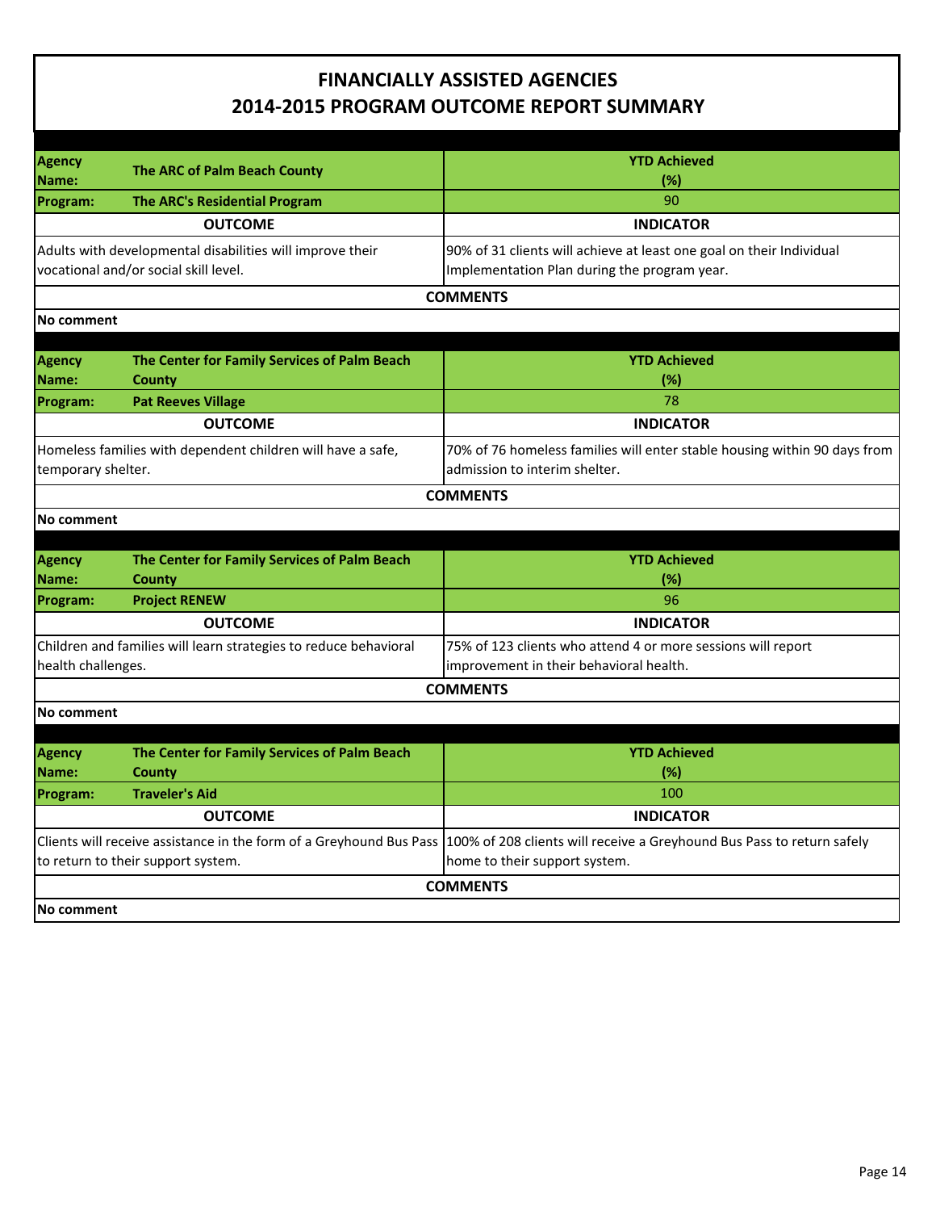# FINANCIALLY ASSISTED AGENCIES
# 2014-2015 PROGRAM OUTCOME REPORT SUMMARY

| **Agency Name:** | **The ARC of Palm Beach County** | **YTD Achieved (%)** |
|---|---|---|
| **Program:** | **The ARC's Residential Program** | 90 |

| **OUTCOME** | **INDICATOR** |
|---|---|
| Adults with developmental disabilities will improve their vocational and/or social skill level. | 90% of 31 clients will achieve at least one goal on their Individual Implementation Plan during the program year. |

**COMMENTS**

**No comment**

| **Agency Name:** | **The Center for Family Services of Palm Beach County** | **YTD Achieved (%)** |
|---|---|---|
| **Program:** | **Pat Reeves Village** | 78 |

| **OUTCOME** | **INDICATOR** |
|---|---|
| Homeless families with dependent children will have a safe, temporary shelter. | 70% of 76 homeless families will enter stable housing within 90 days from admission to interim shelter. |

**COMMENTS**

**No comment**

| **Agency Name:** | **The Center for Family Services of Palm Beach County** | **YTD Achieved (%)** |
|---|---|---|
| **Program:** | **Project RENEW** | 96 |

| **OUTCOME** | **INDICATOR** |
|---|---|
| Children and families will learn strategies to reduce behavioral health challenges. | 75% of 123 clients who attend 4 or more sessions will report improvement in their behavioral health. |

**COMMENTS**

**No comment**

| **Agency Name:** | **The Center for Family Services of Palm Beach County** | **YTD Achieved (%)** |
|---|---|---|
| **Program:** | **Traveler's Aid** | 100 |

| **OUTCOME** | **INDICATOR** |
|---|---|
| Clients will receive assistance in the form of a Greyhound Bus Pass to return to their support system. | 100% of 208 clients will receive a Greyhound Bus Pass to return safely home to their support system. |

**COMMENTS**

**No comment**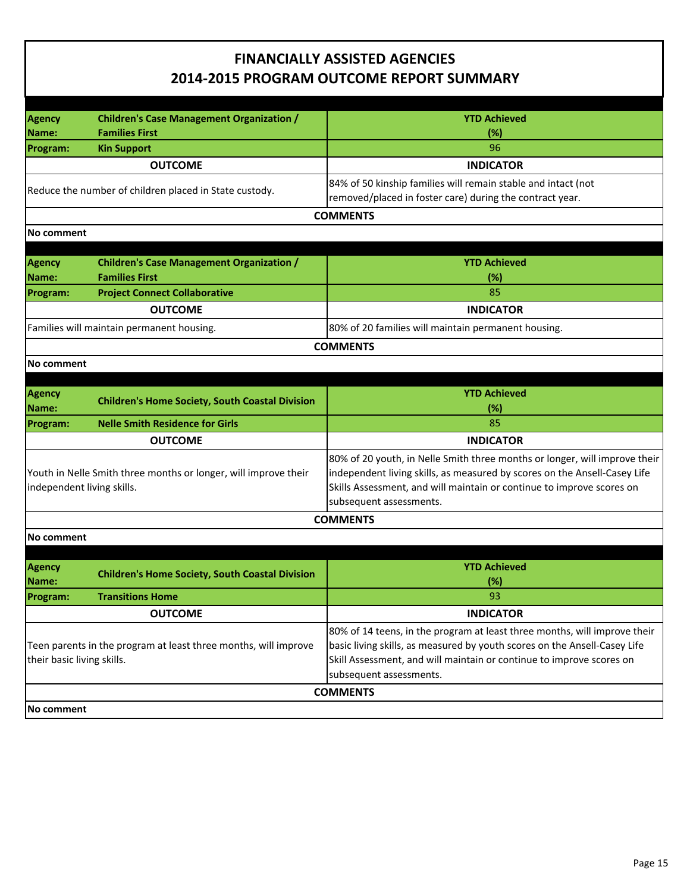# FINANCIALLY ASSISTED AGENCIES
## 2014-2015 PROGRAM OUTCOME REPORT SUMMARY

| | | |
|---|---|---|
| **Agency Name:** | **Children's Case Management Organization / Families First** | **YTD Achieved (%)** |
| **Program:** | **Kin Support** | 96 |
| **OUTCOME** | | **INDICATOR** |
| Reduce the number of children placed in State custody. | | 84% of 50 kinship families will remain stable and intact (not removed/placed in foster care) during the contract year. |
| **COMMENTS** | | |
| **No comment** | | |

| | | |
|---|---|---|
| **Agency Name:** | **Children's Case Management Organization / Families First** | **YTD Achieved (%)** |
| **Program:** | **Project Connect Collaborative** | 85 |
| **OUTCOME** | | **INDICATOR** |
| Families will maintain permanent housing. | | 80% of 20 families will maintain permanent housing. |
| **COMMENTS** | | |
| **No comment** | | |

| | | |
|---|---|---|
| **Agency Name:** | **Children's Home Society, South Coastal Division** | **YTD Achieved (%)** |
| **Program:** | **Nelle Smith Residence for Girls** | 85 |
| **OUTCOME** | | **INDICATOR** |
| Youth in Nelle Smith three months or longer, will improve their independent living skills. | | 80% of 20 youth, in Nelle Smith three months or longer, will improve their independent living skills, as measured by scores on the Ansell-Casey Life Skills Assessment, and will maintain or continue to improve scores on subsequent assessments. |
| **COMMENTS** | | |
| **No comment** | | |

| | | |
|---|---|---|
| **Agency Name:** | **Children's Home Society, South Coastal Division** | **YTD Achieved (%)** |
| **Program:** | **Transitions Home** | 93 |
| **OUTCOME** | | **INDICATOR** |
| Teen parents in the program at least three months, will improve their basic living skills. | | 80% of 14 teens, in the program at least three months, will improve their basic living skills, as measured by youth scores on the Ansell-Casey Life Skill Assessment, and will maintain or continue to improve scores on subsequent assessments. |
| **COMMENTS** | | |
| **No comment** | | |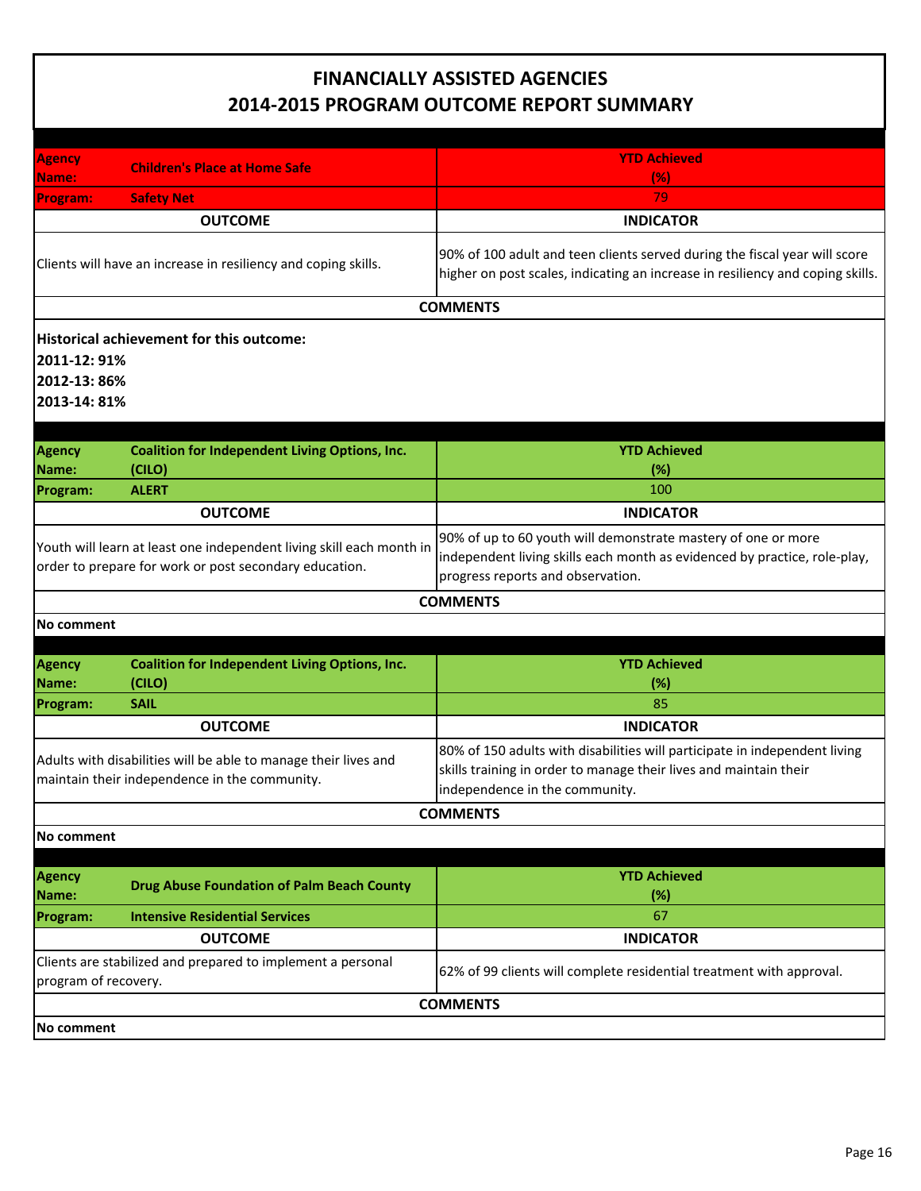# FINANCIALLY ASSISTED AGENCIES
## 2014-2015 PROGRAM OUTCOME REPORT SUMMARY

| **Agency Name:** | **Children's Place at Home Safe** | **YTD Achieved (%)** |
|---|---|---|
| **Program:** | **Safety Net** | 79 |

| **OUTCOME** | **INDICATOR** |
|---|---|
| Clients will have an increase in resiliency and coping skills. | 90% of 100 adult and teen clients served during the fiscal year will score higher on post scales, indicating an increase in resiliency and coping skills. |

**COMMENTS**

**Historical achievement for this outcome:**
**2011-12: 91%**
**2012-13: 86%**
**2013-14: 81%**

| **Agency Name:** | **Coalition for Independent Living Options, Inc. (CILO)** | **YTD Achieved (%)** |
|---|---|---|
| **Program:** | **ALERT** | 100 |

| **OUTCOME** | **INDICATOR** |
|---|---|
| Youth will learn at least one independent living skill each month in order to prepare for work or post secondary education. | 90% of up to 60 youth will demonstrate mastery of one or more independent living skills each month as evidenced by practice, role-play, progress reports and observation. |

**COMMENTS**

**No comment**

| **Agency Name:** | **Coalition for Independent Living Options, Inc. (CILO)** | **YTD Achieved (%)** |
|---|---|---|
| **Program:** | **SAIL** | 85 |

| **OUTCOME** | **INDICATOR** |
|---|---|
| Adults with disabilities will be able to manage their lives and maintain their independence in the community. | 80% of 150 adults with disabilities will participate in independent living skills training in order to manage their lives and maintain their independence in the community. |

**COMMENTS**

**No comment**

| **Agency Name:** | **Drug Abuse Foundation of Palm Beach County** | **YTD Achieved (%)** |
|---|---|---|
| **Program:** | **Intensive Residential Services** | 67 |

| **OUTCOME** | **INDICATOR** |
|---|---|
| Clients are stabilized and prepared to implement a personal program of recovery. | 62% of 99 clients will complete residential treatment with approval. |

**COMMENTS**

**No comment**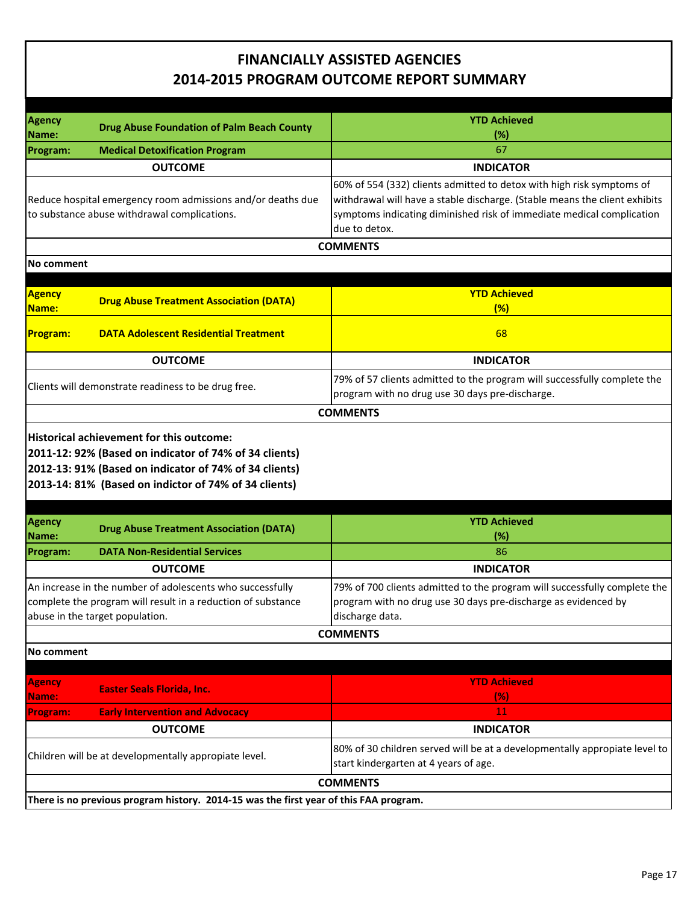# FINANCIALLY ASSISTED AGENCIES
## 2014-2015 PROGRAM OUTCOME REPORT SUMMARY

| **Agency Name:** **Drug Abuse Foundation of Palm Beach County** | **YTD Achieved (%)** |
|---|---|
| **Program:** **Medical Detoxification Program** | 67 |
| **OUTCOME** | **INDICATOR** |
| Reduce hospital emergency room admissions and/or deaths due to substance abuse withdrawal complications. | 60% of 554 (332) clients admitted to detox with high risk symptoms of withdrawal will have a stable discharge. (Stable means the client exhibits symptoms indicating diminished risk of immediate medical complication due to detox. |

**COMMENTS**

**No comment**

| **Agency Name:** **Drug Abuse Treatment Association (DATA)** | **YTD Achieved (%)** |
|---|---|
| **Program:** **DATA Adolescent Residential Treatment** | 68 |
| **OUTCOME** | **INDICATOR** |
| Clients will demonstrate readiness to be drug free. | 79% of 57 clients admitted to the program will successfully complete the program with no drug use 30 days pre-discharge. |

**COMMENTS**

**Historical achievement for this outcome:**
**2011-12: 92% (Based on indicator of 74% of 34 clients)**
**2012-13: 91% (Based on indicator of 74% of 34 clients)**
**2013-14: 81% (Based on indictor of 74% of 34 clients)**

| **Agency Name:** **Drug Abuse Treatment Association (DATA)** | **YTD Achieved (%)** |
|---|---|
| **Program:** **DATA Non-Residential Services** | 86 |
| **OUTCOME** | **INDICATOR** |
| An increase in the number of adolescents who successfully complete the program will result in a reduction of substance abuse in the target population. | 79% of 700 clients admitted to the program will successfully complete the program with no drug use 30 days pre-discharge as evidenced by discharge data. |

**COMMENTS**

**No comment**

| **Agency Name:** **Easter Seals Florida, Inc.** | **YTD Achieved (%)** |
|---|---|
| **Program:** **Early Intervention and Advocacy** | 11 |
| **OUTCOME** | **INDICATOR** |
| Children will be at developmentally appropiate level. | 80% of 30 children served will be at a developmentally appropiate level to start kindergarten at 4 years of age. |

**COMMENTS**

**There is no previous program history. 2014-15 was the first year of this FAA program.**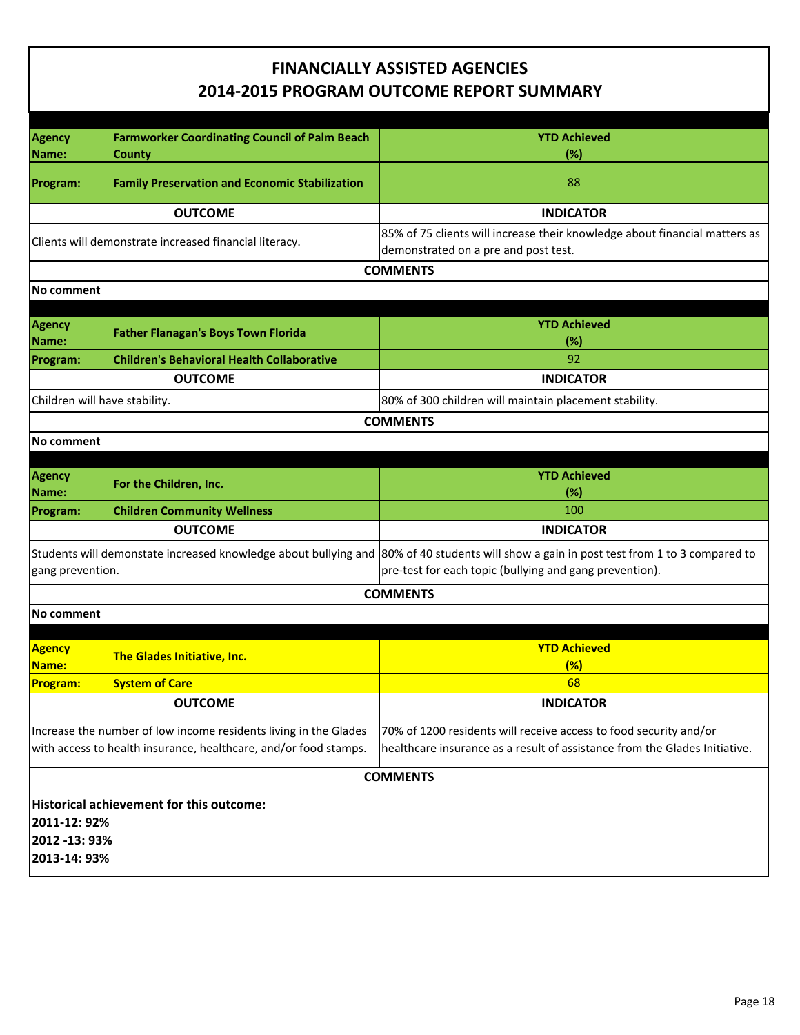# FINANCIALLY ASSISTED AGENCIES
# 2014-2015 PROGRAM OUTCOME REPORT SUMMARY

| | | |
|---|---|---|
| **Agency Name:** | **Farmworker Coordinating Council of Palm Beach County** | **YTD Achieved (%)** |
| **Program:** | **Family Preservation and Economic Stabilization** | 88 |
| **OUTCOME** | | **INDICATOR** |
| Clients will demonstrate increased financial literacy. | | 85% of 75 clients will increase their knowledge about financial matters as demonstrated on a pre and post test. |
| **COMMENTS** | | |
| **No comment** | | |

| | | |
|---|---|---|
| **Agency Name:** | **Father Flanagan's Boys Town Florida** | **YTD Achieved (%)** |
| **Program:** | **Children's Behavioral Health Collaborative** | 92 |
| **OUTCOME** | | **INDICATOR** |
| Children will have stability. | | 80% of 300 children will maintain placement stability. |
| **COMMENTS** | | |
| **No comment** | | |

| | | |
|---|---|---|
| **Agency Name:** | **For the Children, Inc.** | **YTD Achieved (%)** |
| **Program:** | **Children Community Wellness** | 100 |
| **OUTCOME** | | **INDICATOR** |
| Students will demonstate increased knowledge about bullying and gang prevention. | | 80% of 40 students will show a gain in post test from 1 to 3 compared to pre-test for each topic (bullying and gang prevention). |
| **COMMENTS** | | |
| **No comment** | | |

| | | |
|---|---|---|
| **Agency Name:** | **The Glades Initiative, Inc.** | **YTD Achieved (%)** |
| **Program:** | **System of Care** | 68 |
| **OUTCOME** | | **INDICATOR** |
| Increase the number of low income residents living in the Glades with access to health insurance, healthcare, and/or food stamps. | | 70% of 1200 residents will receive access to food security and/or healthcare insurance as a result of assistance from the Glades Initiative. |
| **COMMENTS** | | |
| **Historical achievement for this outcome:**<br>**2011-12: 92%**<br>**2012 -13: 93%**<br>**2013-14: 93%** | | |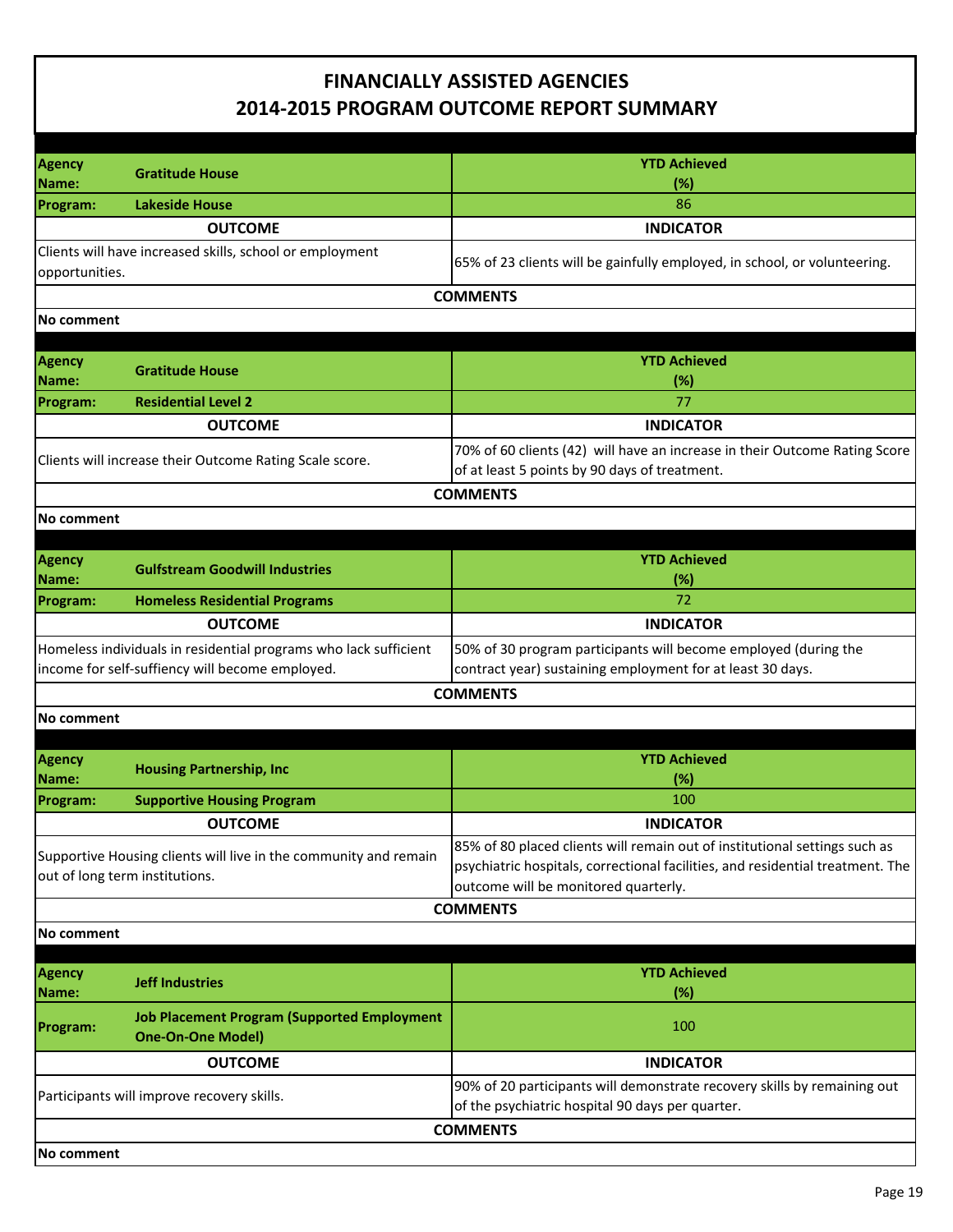# FINANCIALLY ASSISTED AGENCIES
## 2014-2015 PROGRAM OUTCOME REPORT SUMMARY

| **Agency Name:** Gratitude House | **YTD Achieved (%)** |
|---|---|
| **Program:** Lakeside House | 86 |
| **OUTCOME** | **INDICATOR** |
| Clients will have increased skills, school or employment opportunities. | 65% of 23 clients will be gainfully employed, in school, or volunteering. |
| **COMMENTS** | |
| **No comment** | |

| **Agency Name:** Gratitude House | **YTD Achieved (%)** |
|---|---|
| **Program:** Residential Level 2 | 77 |
| **OUTCOME** | **INDICATOR** |
| Clients will increase their Outcome Rating Scale score. | 70% of 60 clients (42) will have an increase in their Outcome Rating Score of at least 5 points by 90 days of treatment. |
| **COMMENTS** | |
| **No comment** | |

| **Agency Name:** Gulfstream Goodwill Industries | **YTD Achieved (%)** |
|---|---|
| **Program:** Homeless Residential Programs | 72 |
| **OUTCOME** | **INDICATOR** |
| Homeless individuals in residential programs who lack sufficient income for self-suffiency will become employed. | 50% of 30 program participants will become employed (during the contract year) sustaining employment for at least 30 days. |
| **COMMENTS** | |
| **No comment** | |

| **Agency Name:** Housing Partnership, Inc | **YTD Achieved (%)** |
|---|---|
| **Program:** Supportive Housing Program | 100 |
| **OUTCOME** | **INDICATOR** |
| Supportive Housing clients will live in the community and remain out of long term institutions. | 85% of 80 placed clients will remain out of institutional settings such as psychiatric hospitals, correctional facilities, and residential treatment. The outcome will be monitored quarterly. |
| **COMMENTS** | |
| **No comment** | |

| **Agency Name:** Jeff Industries | **YTD Achieved (%)** |
|---|---|
| **Program:** Job Placement Program (Supported Employment One-On-One Model) | 100 |
| **OUTCOME** | **INDICATOR** |
| Participants will improve recovery skills. | 90% of 20 participants will demonstrate recovery skills by remaining out of the psychiatric hospital 90 days per quarter. |
| **COMMENTS** | |
| **No comment** | |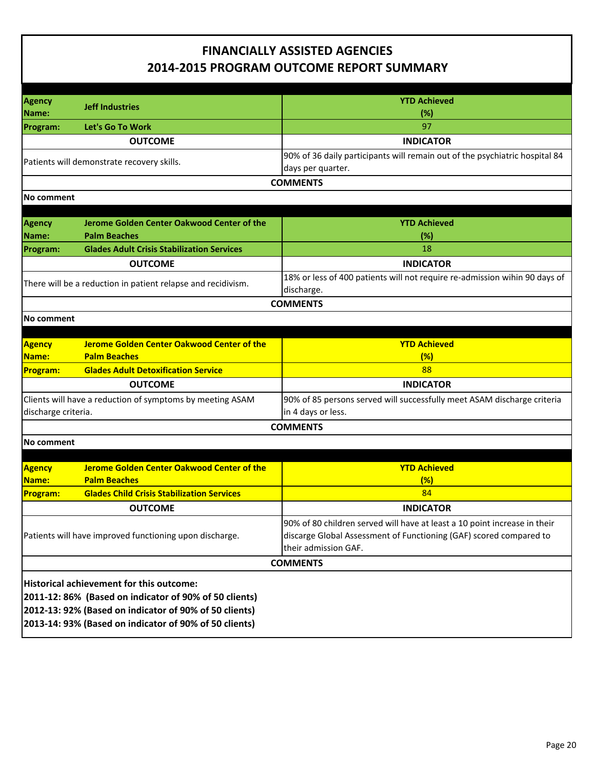# FINANCIALLY ASSISTED AGENCIES
## 2014-2015 PROGRAM OUTCOME REPORT SUMMARY

| **Agency Name:** | **Jeff Industries** | **YTD Achieved (%)** |
|---|---|---|
| **Program:** | **Let's Go To Work** | 97 |
| **OUTCOME** | | **INDICATOR** |
| Patients will demonstrate recovery skills. | | 90% of 36 daily participants will remain out of the psychiatric hospital 84 days per quarter. |

**COMMENTS**

**No comment**

| **Agency Name:** | **Jerome Golden Center Oakwood Center of the Palm Beaches** | **YTD Achieved (%)** |
|---|---|---|
| **Program:** | **Glades Adult Crisis Stabilization Services** | 18 |
| **OUTCOME** | | **INDICATOR** |
| There will be a reduction in patient relapse and recidivism. | | 18% or less of 400 patients will not require re-admission wihin 90 days of discharge. |

**COMMENTS**

**No comment**

| **Agency Name:** | **Jerome Golden Center Oakwood Center of the Palm Beaches** | **YTD Achieved (%)** |
|---|---|---|
| **Program:** | **Glades Adult Detoxification Service** | 88 |
| **OUTCOME** | | **INDICATOR** |
| Clients will have a reduction of symptoms by meeting ASAM discharge criteria. | | 90% of 85 persons served will successfully meet ASAM discharge criteria in 4 days or less. |

**COMMENTS**

**No comment**

| **Agency Name:** | **Jerome Golden Center Oakwood Center of the Palm Beaches** | **YTD Achieved (%)** |
|---|---|---|
| **Program:** | **Glades Child Crisis Stabilization Services** | 84 |
| **OUTCOME** | | **INDICATOR** |
| Patients will have improved functioning upon discharge. | | 90% of 80 children served will have at least a 10 point increase in their discarge Global Assessment of Functioning (GAF) scored compared to their admission GAF. |

**COMMENTS**

**Historical achievement for this outcome:**
**2011-12: 86% (Based on indicator of 90% of 50 clients)**
**2012-13: 92% (Based on indicator of 90% of 50 clients)**
**2013-14: 93% (Based on indicator of 90% of 50 clients)**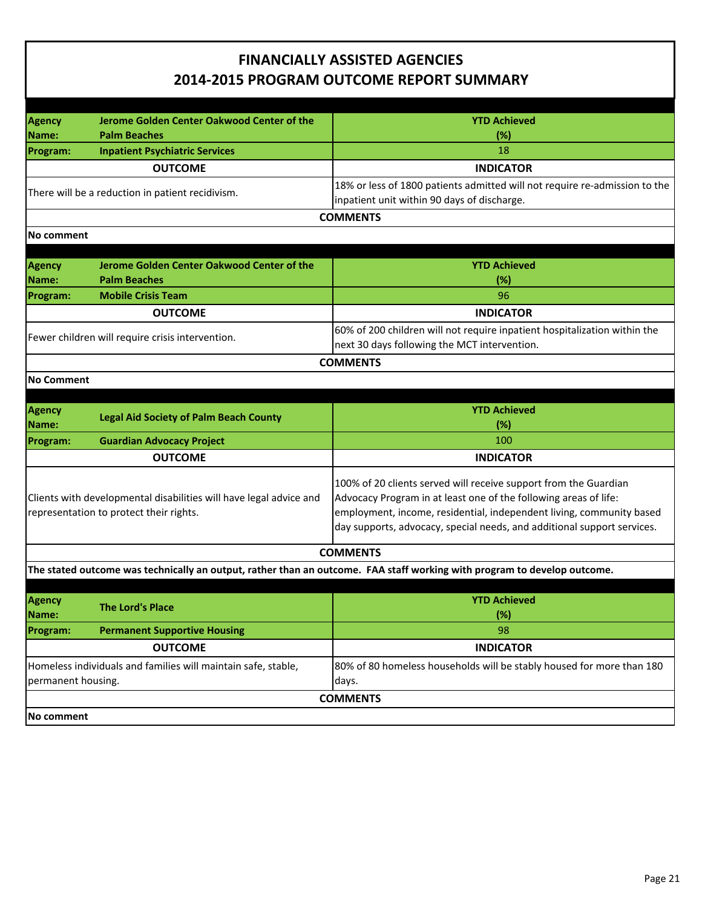# FINANCIALLY ASSISTED AGENCIES
# 2014-2015 PROGRAM OUTCOME REPORT SUMMARY

| **Agency Name:** | **Jerome Golden Center Oakwood Center of the Palm Beaches** | **YTD Achieved (%)** |
|---|---|---|
| **Program:** | **Inpatient Psychiatric Services** | 18 |
| **OUTCOME** | | **INDICATOR** |
| There will be a reduction in patient recidivism. | | 18% or less of 1800 patients admitted will not require re-admission to the inpatient unit within 90 days of discharge. |
| **COMMENTS** | | |
| **No comment** | | |

| **Agency Name:** | **Jerome Golden Center Oakwood Center of the Palm Beaches** | **YTD Achieved (%)** |
|---|---|---|
| **Program:** | **Mobile Crisis Team** | 96 |
| **OUTCOME** | | **INDICATOR** |
| Fewer children will require crisis intervention. | | 60% of 200 children will not require inpatient hospitalization within the next 30 days following the MCT intervention. |
| **COMMENTS** | | |
| **No Comment** | | |

| **Agency Name:** | **Legal Aid Society of Palm Beach County** | **YTD Achieved (%)** |
|---|---|---|
| **Program:** | **Guardian Advocacy Project** | 100 |
| **OUTCOME** | | **INDICATOR** |
| Clients with developmental disabilities will have legal advice and representation to protect their rights. | | 100% of 20 clients served will receive support from the Guardian Advocacy Program in at least one of the following areas of life: employment, income, residential, independent living, community based day supports, advocacy, special needs, and additional support services. |
| **COMMENTS** | | |
| **The stated outcome was technically an output, rather than an outcome. FAA staff working with program to develop outcome.** | | |

| **Agency Name:** | **The Lord's Place** | **YTD Achieved (%)** |
|---|---|---|
| **Program:** | **Permanent Supportive Housing** | 98 |
| **OUTCOME** | | **INDICATOR** |
| Homeless individuals and families will maintain safe, stable, permanent housing. | | 80% of 80 homeless households will be stably housed for more than 180 days. |
| **COMMENTS** | | |
| **No comment** | | |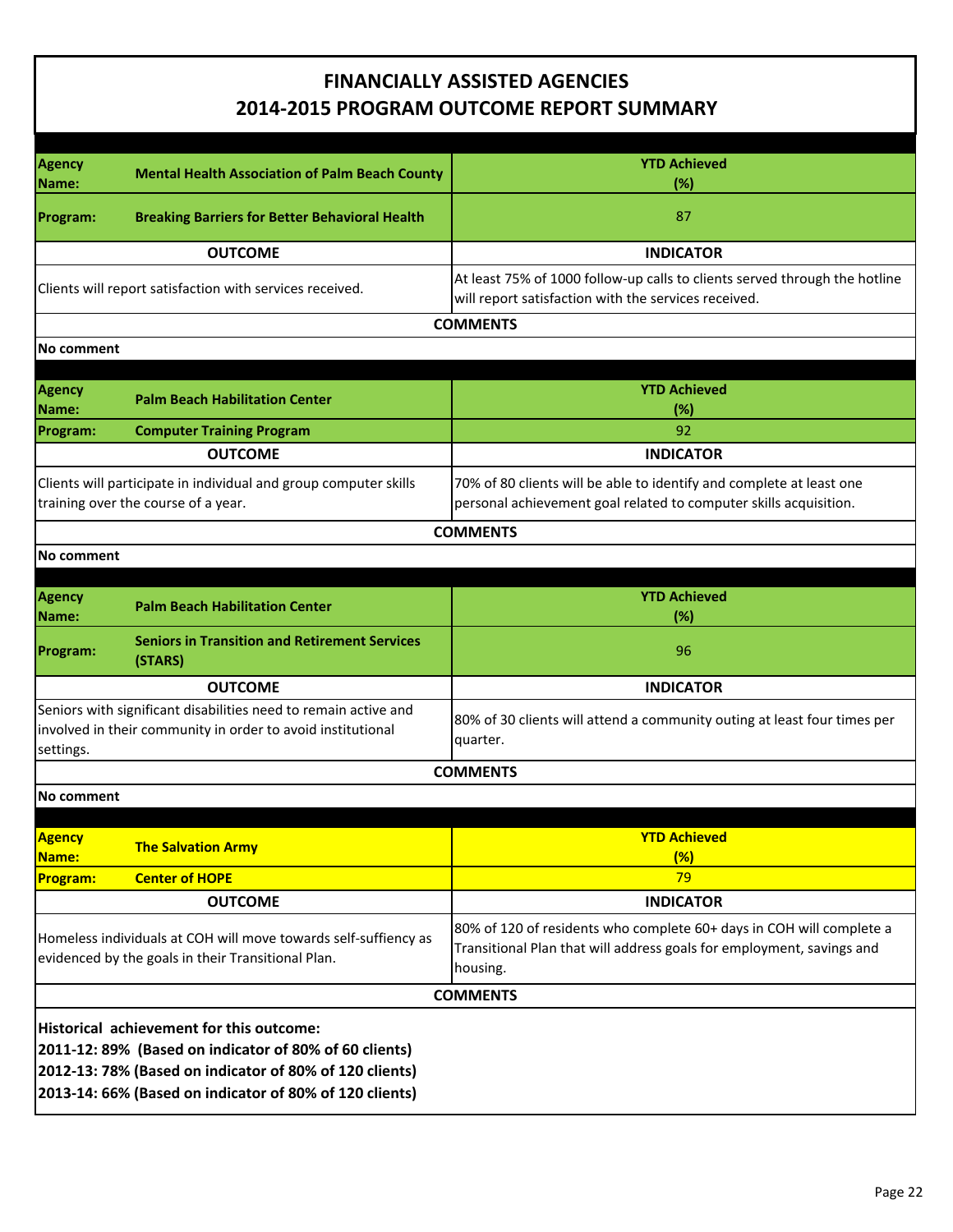# FINANCIALLY ASSISTED AGENCIES
# 2014-2015 PROGRAM OUTCOME REPORT SUMMARY

| **Agency Name:** **Mental Health Association of Palm Beach County** | **YTD Achieved (%)** |
|---|---|
| **Program:** **Breaking Barriers for Better Behavioral Health** | 87 |
| **OUTCOME** | **INDICATOR** |
| Clients will report satisfaction with services received. | At least 75% of 1000 follow-up calls to clients served through the hotline will report satisfaction with the services received. |

**COMMENTS**

**No comment**

| **Agency Name:** **Palm Beach Habilitation Center** | **YTD Achieved (%)** |
|---|---|
| **Program:** **Computer Training Program** | 92 |
| **OUTCOME** | **INDICATOR** |
| Clients will participate in individual and group computer skills training over the course of a year. | 70% of 80 clients will be able to identify and complete at least one personal achievement goal related to computer skills acquisition. |

**COMMENTS**

**No comment**

| **Agency Name:** **Palm Beach Habilitation Center** | **YTD Achieved (%)** |
|---|---|
| **Program:** **Seniors in Transition and Retirement Services (STARS)** | 96 |
| **OUTCOME** | **INDICATOR** |
| Seniors with significant disabilities need to remain active and involved in their community in order to avoid institutional settings. | 80% of 30 clients will attend a community outing at least four times per quarter. |

**COMMENTS**

**No comment**

| **Agency Name:** **The Salvation Army** | **YTD Achieved (%)** |
|---|---|
| **Program:** **Center of HOPE** | 79 |
| **OUTCOME** | **INDICATOR** |
| Homeless individuals at COH will move towards self-sufficiency as evidenced by the goals in their Transitional Plan. | 80% of 120 of residents who complete 60+ days in COH will complete a Transitional Plan that will address goals for employment, savings and housing. |

**COMMENTS**

**Historical achievement for this outcome:**
**2011-12: 89% (Based on indicator of 80% of 60 clients)**
**2012-13: 78% (Based on indicator of 80% of 120 clients)**
**2013-14: 66% (Based on indicator of 80% of 120 clients)**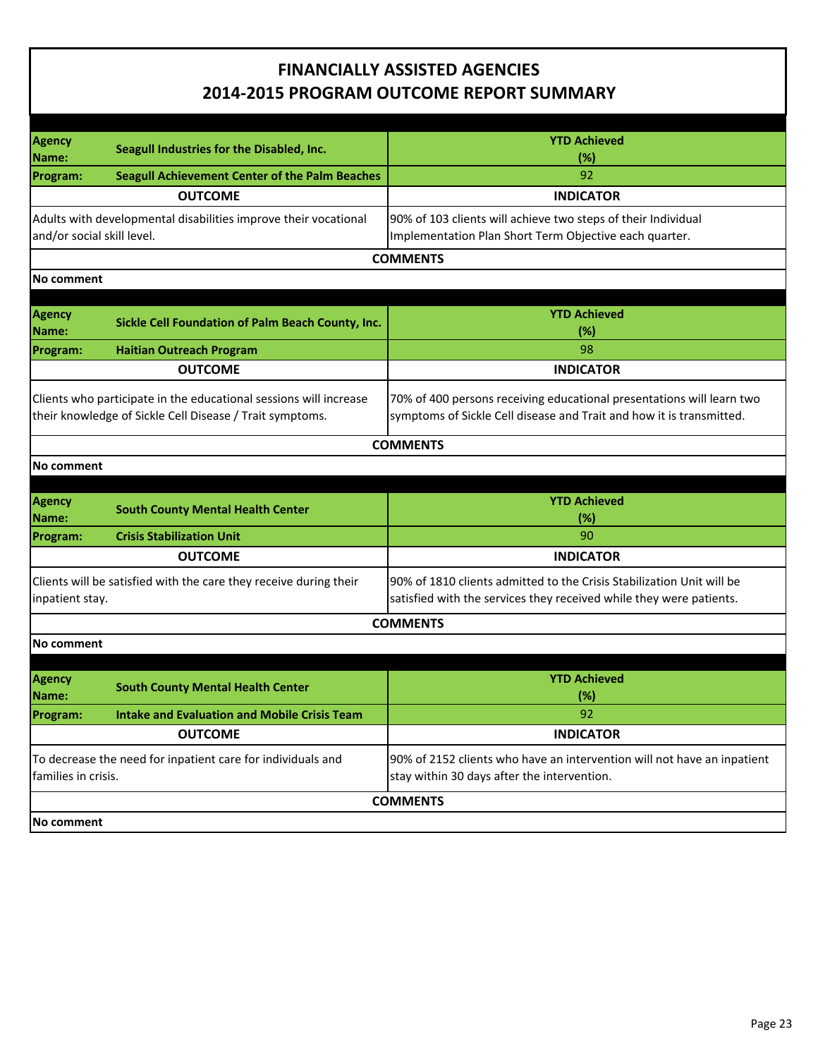# FINANCIALLY ASSISTED AGENCIES
## 2014-2015 PROGRAM OUTCOME REPORT SUMMARY

| **Agency Name:** | **Seagull Industries for the Disabled, Inc.** | **YTD Achieved (%)** |
|---|---|---|
| **Program:** | **Seagull Achievement Center of the Palm Beaches** | 92 |
| **OUTCOME** | | **INDICATOR** |
| Adults with developmental disabilities improve their vocational and/or social skill level. | | 90% of 103 clients will achieve two steps of their Individual Implementation Plan Short Term Objective each quarter. |
| **COMMENTS** | | |
| **No comment** | | |

| **Agency Name:** | **Sickle Cell Foundation of Palm Beach County, Inc.** | **YTD Achieved (%)** |
|---|---|---|
| **Program:** | **Haitian Outreach Program** | 98 |
| **OUTCOME** | | **INDICATOR** |
| Clients who participate in the educational sessions will increase their knowledge of Sickle Cell Disease / Trait symptoms. | | 70% of 400 persons receiving educational presentations will learn two symptoms of Sickle Cell disease and Trait and how it is transmitted. |
| **COMMENTS** | | |
| **No comment** | | |

| **Agency Name:** | **South County Mental Health Center** | **YTD Achieved (%)** |
|---|---|---|
| **Program:** | **Crisis Stabilization Unit** | 90 |
| **OUTCOME** | | **INDICATOR** |
| Clients will be satisfied with the care they receive during their inpatient stay. | | 90% of 1810 clients admitted to the Crisis Stabilization Unit will be satisfied with the services they received while they were patients. |
| **COMMENTS** | | |
| **No comment** | | |

| **Agency Name:** | **South County Mental Health Center** | **YTD Achieved (%)** |
|---|---|---|
| **Program:** | **Intake and Evaluation and Mobile Crisis Team** | 92 |
| **OUTCOME** | | **INDICATOR** |
| To decrease the need for inpatient care for individuals and families in crisis. | | 90% of 2152 clients who have an intervention will not have an inpatient stay within 30 days after the intervention. |
| **COMMENTS** | | |
| **No comment** | | |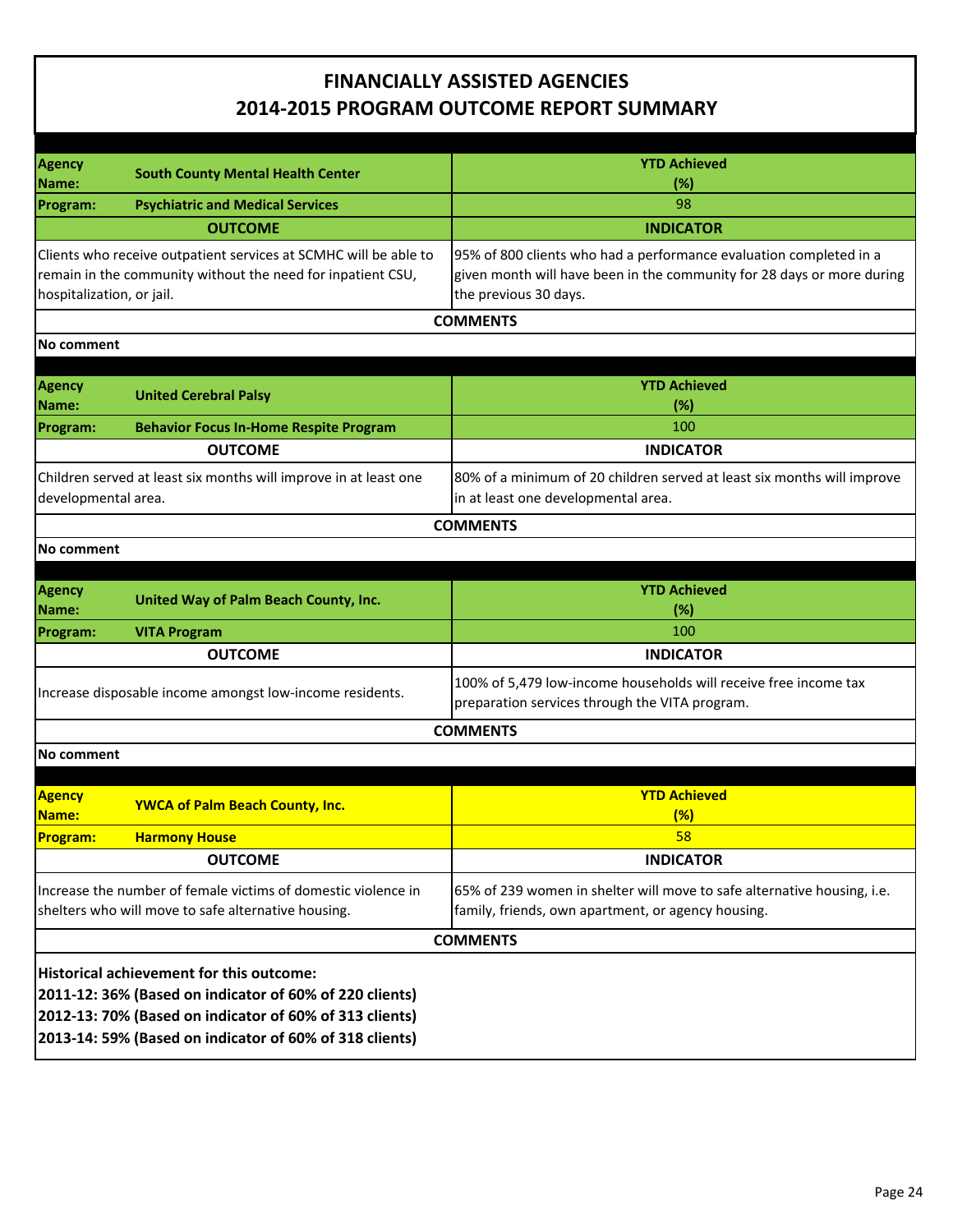# FINANCIALLY ASSISTED AGENCIES
# 2014-2015 PROGRAM OUTCOME REPORT SUMMARY

| **Agency Name:** | **South County Mental Health Center** | **YTD Achieved (%)** |
|---|---|---|
| **Program:** | **Psychiatric and Medical Services** | 98 |
| **OUTCOME** | | **INDICATOR** |
| Clients who receive outpatient services at SCMHC will be able to remain in the community without the need for inpatient CSU, hospitalization, or jail. | | 95% of 800 clients who had a performance evaluation completed in a given month will have been in the community for 28 days or more during the previous 30 days. |
| **COMMENTS** | | |
| **No comment** | | |

| **Agency Name:** | **United Cerebral Palsy** | **YTD Achieved (%)** |
|---|---|---|
| **Program:** | **Behavior Focus In-Home Respite Program** | 100 |
| **OUTCOME** | | **INDICATOR** |
| Children served at least six months will improve in at least one developmental area. | | 80% of a minimum of 20 children served at least six months will improve in at least one developmental area. |
| **COMMENTS** | | |
| **No comment** | | |

| **Agency Name:** | **United Way of Palm Beach County, Inc.** | **YTD Achieved (%)** |
|---|---|---|
| **Program:** | **VITA Program** | 100 |
| **OUTCOME** | | **INDICATOR** |
| Increase disposable income amongst low-income residents. | | 100% of 5,479 low-income households will receive free income tax preparation services through the VITA program. |
| **COMMENTS** | | |
| **No comment** | | |

| **Agency Name:** | **YWCA of Palm Beach County, Inc.** | **YTD Achieved (%)** |
|---|---|---|
| **Program:** | **Harmony House** | 58 |
| **OUTCOME** | | **INDICATOR** |
| Increase the number of female victims of domestic violence in shelters who will move to safe alternative housing. | | 65% of 239 women in shelter will move to safe alternative housing, i.e. family, friends, own apartment, or agency housing. |
| **COMMENTS** | | |
| **Historical achievement for this outcome:**<br>**2011-12: 36% (Based on indicator of 60% of 220 clients)**<br>**2012-13: 70% (Based on indicator of 60% of 313 clients)**<br>**2013-14: 59% (Based on indicator of 60% of 318 clients)** | | |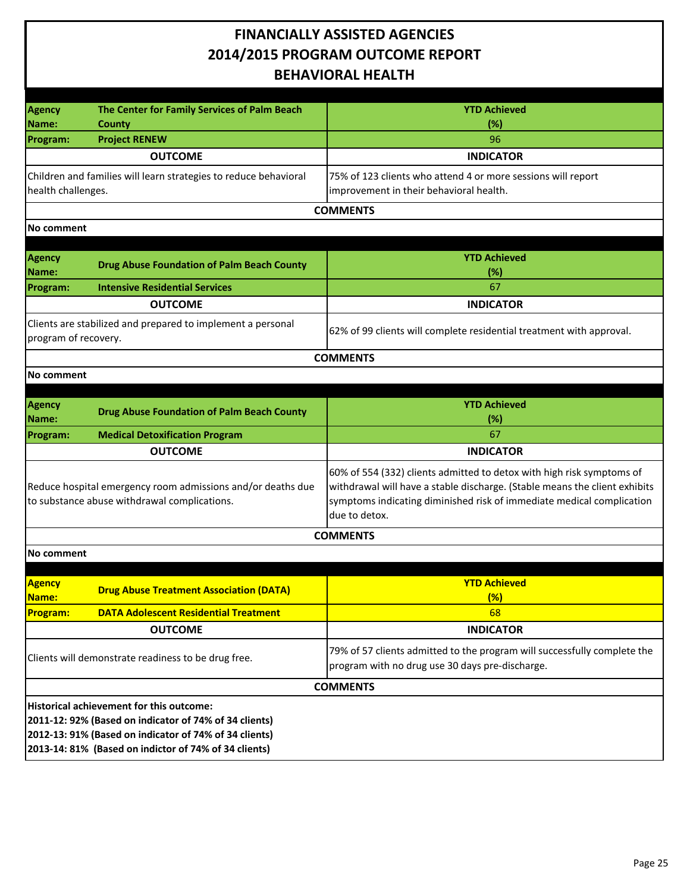# FINANCIALLY ASSISTED AGENCIES
# 2014/2015 PROGRAM OUTCOME REPORT
# BEHAVIORAL HEALTH

| **Agency Name:** | **The Center for Family Services of Palm Beach County** | **YTD Achieved (%)** |
|---|---|---|
| **Program:** | **Project RENEW** | 96 |

| OUTCOME | INDICATOR |
|---|---|
| Children and families will learn strategies to reduce behavioral health challenges. | 75% of 123 clients who attend 4 or more sessions will report improvement in their behavioral health. |

**COMMENTS**

**No comment**

| **Agency Name:** | **Drug Abuse Foundation of Palm Beach County** | **YTD Achieved (%)** |
|---|---|---|
| **Program:** | **Intensive Residential Services** | 67 |

| OUTCOME | INDICATOR |
|---|---|
| Clients are stabilized and prepared to implement a personal program of recovery. | 62% of 99 clients will complete residential treatment with approval. |

**COMMENTS**

**No comment**

| **Agency Name:** | **Drug Abuse Foundation of Palm Beach County** | **YTD Achieved (%)** |
|---|---|---|
| **Program:** | **Medical Detoxification Program** | 67 |

| OUTCOME | INDICATOR |
|---|---|
| Reduce hospital emergency room admissions and/or deaths due to substance abuse withdrawal complications. | 60% of 554 (332) clients admitted to detox with high risk symptoms of withdrawal will have a stable discharge. (Stable means the client exhibits symptoms indicating diminished risk of immediate medical complication due to detox. |

**COMMENTS**

**No comment**

| **Agency Name:** | **Drug Abuse Treatment Association (DATA)** | **YTD Achieved (%)** |
|---|---|---|
| **Program:** | **DATA Adolescent Residential Treatment** | 68 |

| OUTCOME | INDICATOR |
|---|---|
| Clients will demonstrate readiness to be drug free. | 79% of 57 clients admitted to the program will successfully complete the program with no drug use 30 days pre-discharge. |

**COMMENTS**

**Historical achievement for this outcome:**
**2011-12: 92% (Based on indicator of 74% of 34 clients)**
**2012-13: 91% (Based on indicator of 74% of 34 clients)**
**2013-14: 81% (Based on indictor of 74% of 34 clients)**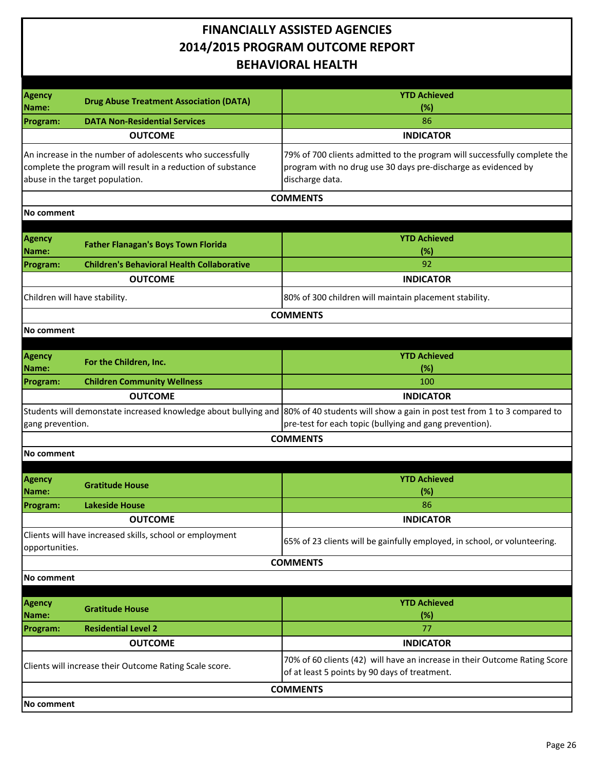# FINANCIALLY ASSISTED AGENCIES
# 2014/2015 PROGRAM OUTCOME REPORT
# BEHAVIORAL HEALTH

| **Agency Name:** **Drug Abuse Treatment Association (DATA)** | **YTD Achieved (%)** |
|---|---|
| **Program:** **DATA Non-Residential Services** | 86 |
| **OUTCOME** | **INDICATOR** |
| An increase in the number of adolescents who successfully complete the program will result in a reduction of substance abuse in the target population. | 79% of 700 clients admitted to the program will successfully complete the program with no drug use 30 days pre-discharge as evidenced by discharge data. |
| **COMMENTS** | |
| **No comment** | |

| **Agency Name:** **Father Flanagan's Boys Town Florida** | **YTD Achieved (%)** |
|---|---|
| **Program:** **Children's Behavioral Health Collaborative** | 92 |
| **OUTCOME** | **INDICATOR** |
| Children will have stability. | 80% of 300 children will maintain placement stability. |
| **COMMENTS** | |
| **No comment** | |

| **Agency Name:** **For the Children, Inc.** | **YTD Achieved (%)** |
|---|---|
| **Program:** **Children Community Wellness** | 100 |
| **OUTCOME** | **INDICATOR** |
| Students will demonstate increased knowledge about bullying and gang prevention. | 80% of 40 students will show a gain in post test from 1 to 3 compared to pre-test for each topic (bullying and gang prevention). |
| **COMMENTS** | |
| **No comment** | |

| **Agency Name:** **Gratitude House** | **YTD Achieved (%)** |
|---|---|
| **Program:** **Lakeside House** | 86 |
| **OUTCOME** | **INDICATOR** |
| Clients will have increased skills, school or employment opportunities. | 65% of 23 clients will be gainfully employed, in school, or volunteering. |
| **COMMENTS** | |
| **No comment** | |

| **Agency Name:** **Gratitude House** | **YTD Achieved (%)** |
|---|---|
| **Program:** **Residential Level 2** | 77 |
| **OUTCOME** | **INDICATOR** |
| Clients will increase their Outcome Rating Scale score. | 70% of 60 clients (42) will have an increase in their Outcome Rating Score of at least 5 points by 90 days of treatment. |
| **COMMENTS** | |
| **No comment** | |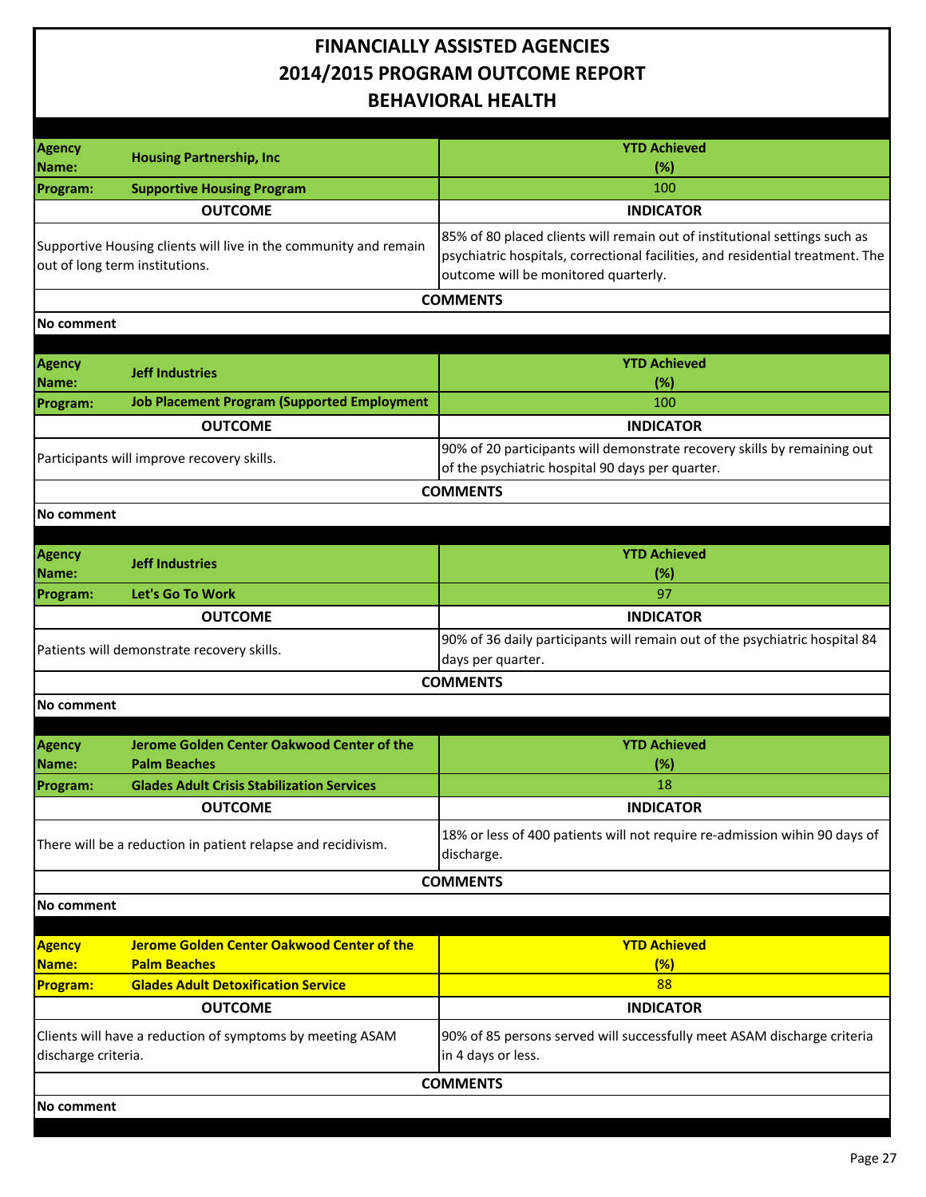# FINANCIALLY ASSISTED AGENCIES
# 2014/2015 PROGRAM OUTCOME REPORT
# BEHAVIORAL HEALTH

| **Agency Name:** | **Housing Partnership, Inc** | **YTD Achieved (%)** |
|---|---|---|
| **Program:** | **Supportive Housing Program** | 100 |
| **OUTCOME** | | **INDICATOR** |
| Supportive Housing clients will live in the community and remain out of long term institutions. | | 85% of 80 placed clients will remain out of institutional settings such as psychiatric hospitals, correctional facilities, and residential treatment. The outcome will be monitored quarterly. |
| **COMMENTS** | | |
| **No comment** | | |

| **Agency Name:** | **Jeff Industries** | **YTD Achieved (%)** |
|---|---|---|
| **Program:** | **Job Placement Program (Supported Employment** | 100 |
| **OUTCOME** | | **INDICATOR** |
| Participants will improve recovery skills. | | 90% of 20 participants will demonstrate recovery skills by remaining out of the psychiatric hospital 90 days per quarter. |
| **COMMENTS** | | |
| **No comment** | | |

| **Agency Name:** | **Jeff Industries** | **YTD Achieved (%)** |
|---|---|---|
| **Program:** | **Let's Go To Work** | 97 |
| **OUTCOME** | | **INDICATOR** |
| Patients will demonstrate recovery skills. | | 90% of 36 daily participants will remain out of the psychiatric hospital 84 days per quarter. |
| **COMMENTS** | | |
| **No comment** | | |

| **Agency Name:** | **Jerome Golden Center Oakwood Center of the Palm Beaches** | **YTD Achieved (%)** |
|---|---|---|
| **Program:** | **Glades Adult Crisis Stabilization Services** | 18 |
| **OUTCOME** | | **INDICATOR** |
| There will be a reduction in patient relapse and recidivism. | | 18% or less of 400 patients will not require re-admission wihin 90 days of discharge. |
| **COMMENTS** | | |
| **No comment** | | |

| **Agency Name:** | **Jerome Golden Center Oakwood Center of the Palm Beaches** | **YTD Achieved (%)** |
|---|---|---|
| **Program:** | **Glades Adult Detoxification Service** | 88 |
| **OUTCOME** | | **INDICATOR** |
| Clients will have a reduction of symptoms by meeting ASAM discharge criteria. | | 90% of 85 persons served will successfully meet ASAM discharge criteria in 4 days or less. |
| **COMMENTS** | | |
| **No comment** | | |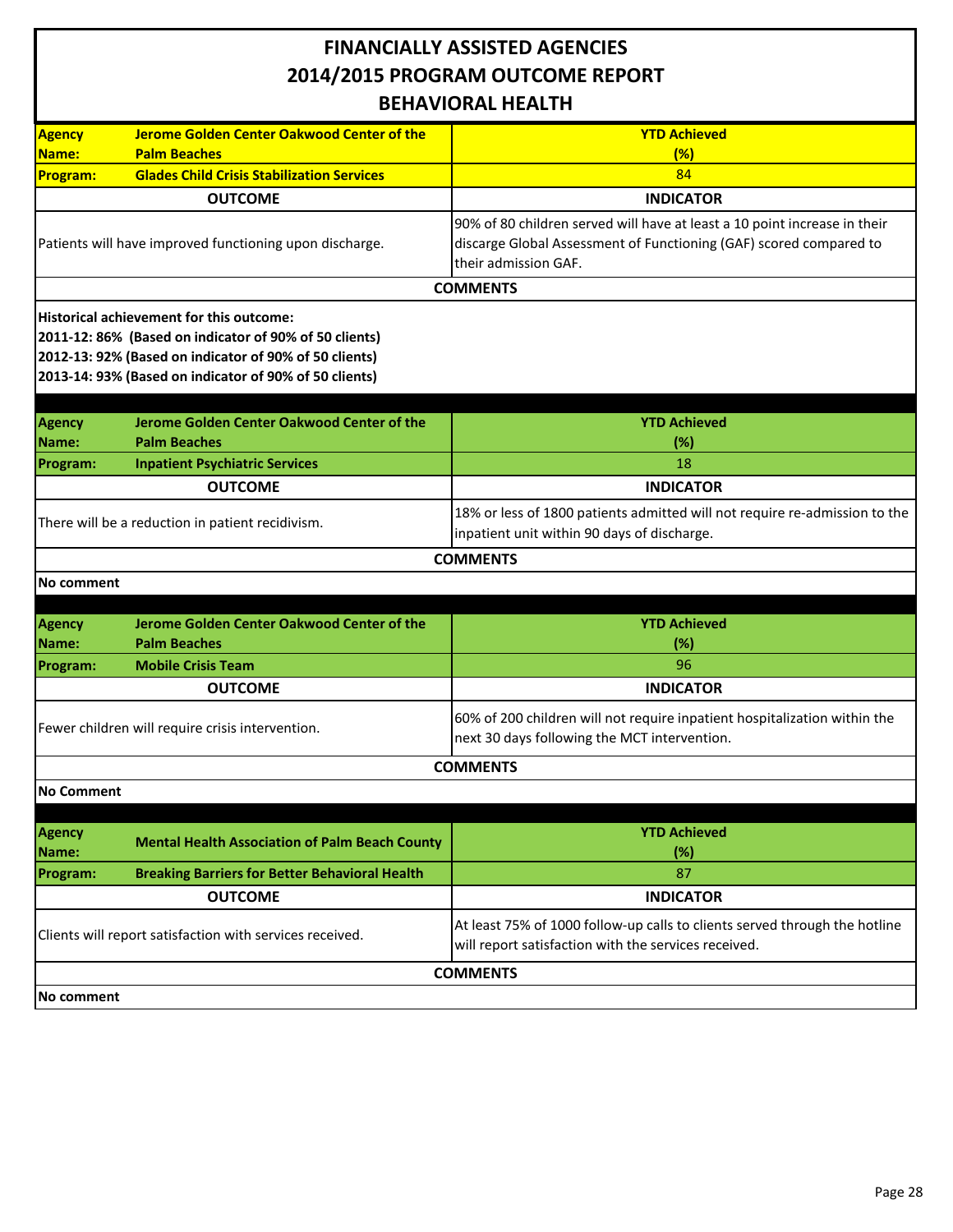# FINANCIALLY ASSISTED AGENCIES
# 2014/2015 PROGRAM OUTCOME REPORT
# BEHAVIORAL HEALTH

| | | |
|---|---|---|
| **Agency Name:** | **Jerome Golden Center Oakwood Center of the Palm Beaches** | **YTD Achieved (%)** |
| **Program:** | **Glades Child Crisis Stabilization Services** | 84 |
| **OUTCOME** | | **INDICATOR** |
| Patients will have improved functioning upon discharge. | | 90% of 80 children served will have at least a 10 point increase in their discarge Global Assessment of Functioning (GAF) scored compared to their admission GAF. |
| **COMMENTS** | | |
| **Historical achievement for this outcome:**<br>**2011-12: 86% (Based on indicator of 90% of 50 clients)**<br>**2012-13: 92% (Based on indicator of 90% of 50 clients)**<br>**2013-14: 93% (Based on indicator of 90% of 50 clients)** | | |

| | | |
|---|---|---|
| **Agency Name:** | **Jerome Golden Center Oakwood Center of the Palm Beaches** | **YTD Achieved (%)** |
| **Program:** | **Inpatient Psychiatric Services** | 18 |
| **OUTCOME** | | **INDICATOR** |
| There will be a reduction in patient recidivism. | | 18% or less of 1800 patients admitted will not require re-admission to the inpatient unit within 90 days of discharge. |
| **COMMENTS** | | |
| **No comment** | | |

| | | |
|---|---|---|
| **Agency Name:** | **Jerome Golden Center Oakwood Center of the Palm Beaches** | **YTD Achieved (%)** |
| **Program:** | **Mobile Crisis Team** | 96 |
| **OUTCOME** | | **INDICATOR** |
| Fewer children will require crisis intervention. | | 60% of 200 children will not require inpatient hospitalization within the next 30 days following the MCT intervention. |
| **COMMENTS** | | |
| **No Comment** | | |

| | | |
|---|---|---|
| **Agency Name:** | **Mental Health Association of Palm Beach County** | **YTD Achieved (%)** |
| **Program:** | **Breaking Barriers for Better Behavioral Health** | 87 |
| **OUTCOME** | | **INDICATOR** |
| Clients will report satisfaction with services received. | | At least 75% of 1000 follow-up calls to clients served through the hotline will report satisfaction with the services received. |
| **COMMENTS** | | |
| **No comment** | | |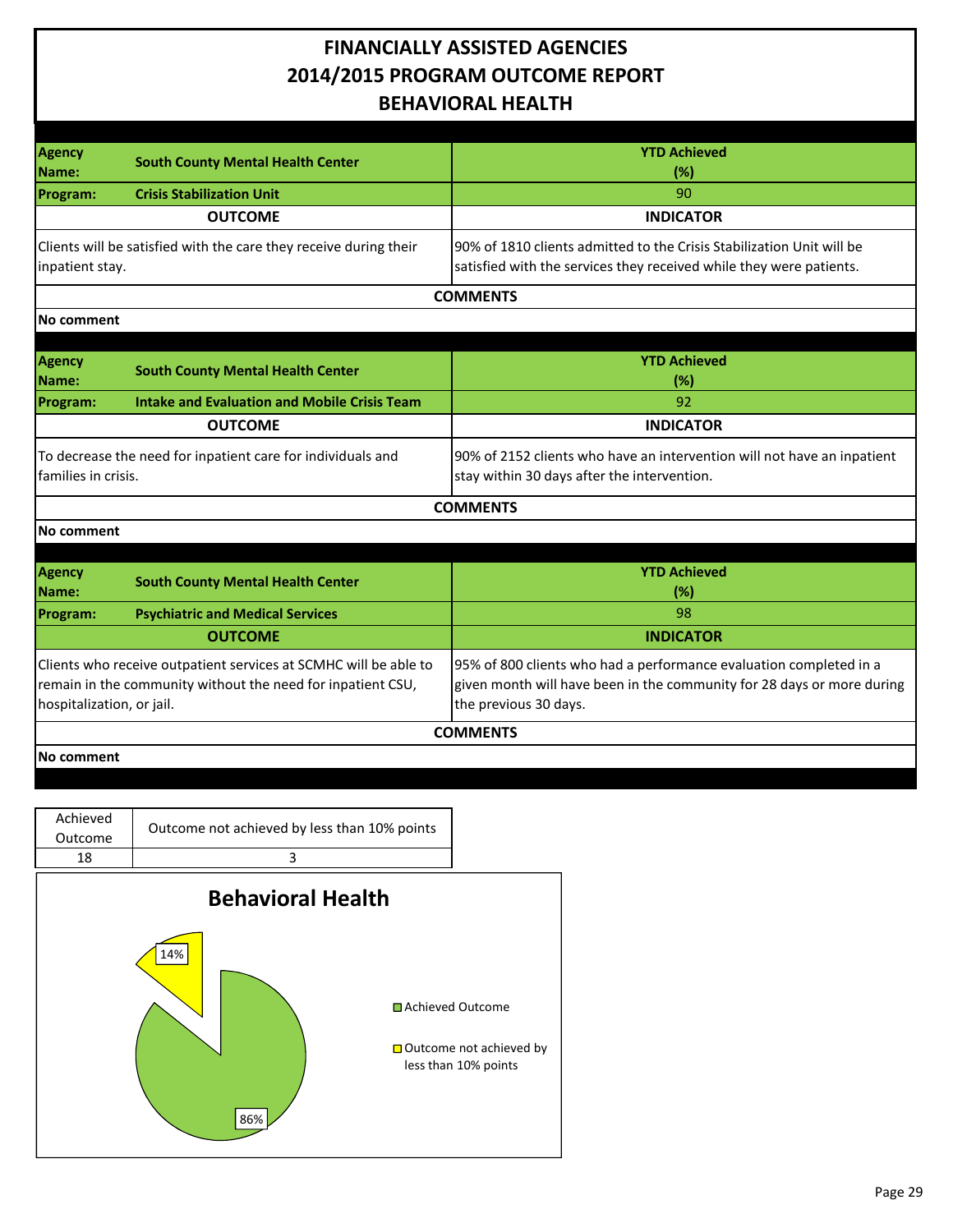# FINANCIALLY ASSISTED AGENCIES
## 2014/2015 PROGRAM OUTCOME REPORT
## BEHAVIORAL HEALTH

| Agency Name: South County Mental Health Center | YTD Achieved (%) |
|---|---|
| **Program:** Crisis Stabilization Unit | 90 |
| **OUTCOME** | **INDICATOR** |
| Clients will be satisfied with the care they receive during their inpatient stay. | 90% of 1810 clients admitted to the Crisis Stabilization Unit will be satisfied with the services they received while they were patients. |

**COMMENTS**

No comment

| Agency Name: South County Mental Health Center | YTD Achieved (%) |
|---|---|
| **Program:** Intake and Evaluation and Mobile Crisis Team | 92 |
| **OUTCOME** | **INDICATOR** |
| To decrease the need for inpatient care for individuals and families in crisis. | 90% of 2152 clients who have an intervention will not have an inpatient stay within 30 days after the intervention. |

**COMMENTS**

No comment

| Agency Name: South County Mental Health Center | YTD Achieved (%) |
|---|---|
| **Program:** Psychiatric and Medical Services | 98 |
| **OUTCOME** | **INDICATOR** |
| Clients who receive outpatient services at SCMHC will be able to remain in the community without the need for inpatient CSU, hospitalization, or jail. | 95% of 800 clients who had a performance evaluation completed in a given month will have been in the community for 28 days or more during the previous 30 days. |

**COMMENTS**

No comment

| Achieved Outcome | Outcome not achieved by less than 10% points |
|---|---|
| 18 | 3 |

**Behavioral Health**

- Achieved Outcome: 86%
- Outcome not achieved by less than 10% points: 14%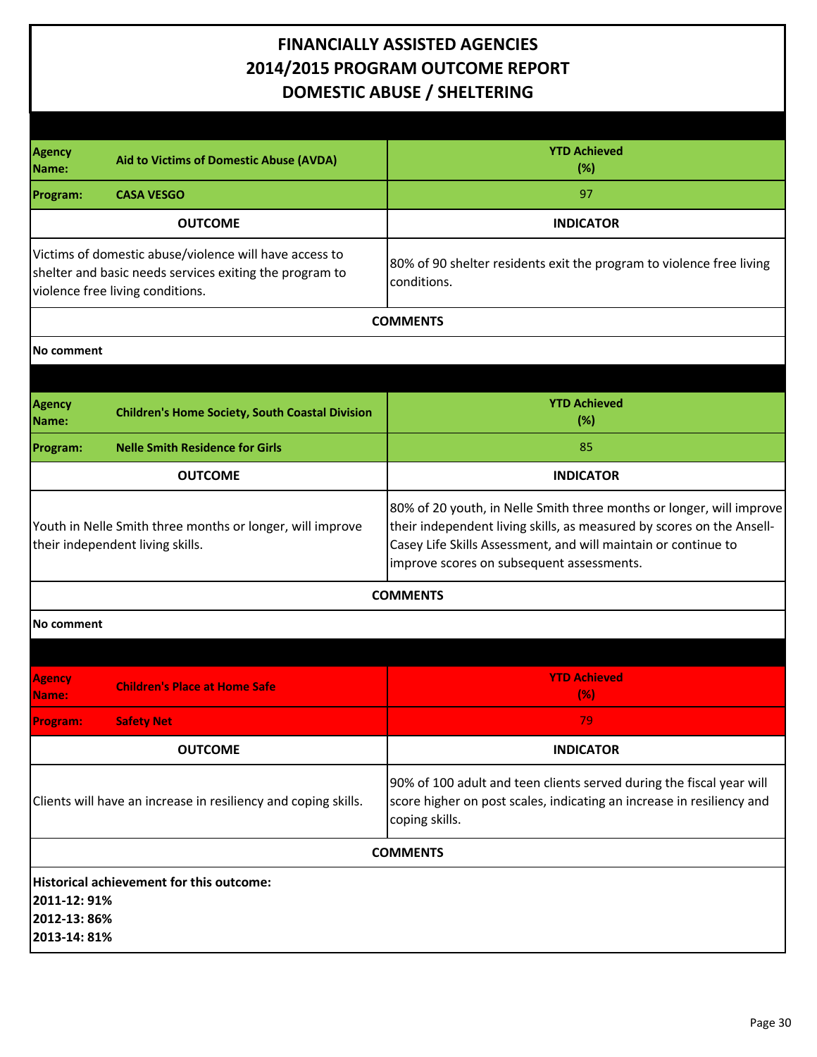# FINANCIALLY ASSISTED AGENCIES
# 2014/2015 PROGRAM OUTCOME REPORT
# DOMESTIC ABUSE / SHELTERING

| **Agency Name:** | **Aid to Victims of Domestic Abuse (AVDA)** | **YTD Achieved (%)** |
|---|---|---|
| **Program:** | **CASA VESGO** | 97 |
| **OUTCOME** | | **INDICATOR** |
| Victims of domestic abuse/violence will have access to shelter and basic needs services exiting the program to violence free living conditions. | | 80% of 90 shelter residents exit the program to violence free living conditions. |

**COMMENTS**

**No comment**

| **Agency Name:** | **Children's Home Society, South Coastal Division** | **YTD Achieved (%)** |
|---|---|---|
| **Program:** | **Nelle Smith Residence for Girls** | 85 |
| **OUTCOME** | | **INDICATOR** |
| Youth in Nelle Smith three months or longer, will improve their independent living skills. | | 80% of 20 youth, in Nelle Smith three months or longer, will improve their independent living skills, as measured by scores on the Ansell-Casey Life Skills Assessment, and will maintain or continue to improve scores on subsequent assessments. |

**COMMENTS**

**No comment**

| **Agency Name:** | **Children's Place at Home Safe** | **YTD Achieved (%)** |
|---|---|---|
| **Program:** | **Safety Net** | 79 |
| **OUTCOME** | | **INDICATOR** |
| Clients will have an increase in resiliency and coping skills. | | 90% of 100 adult and teen clients served during the fiscal year will score higher on post scales, indicating an increase in resiliency and coping skills. |

**COMMENTS**

**Historical achievement for this outcome:**
**2011-12: 91%**
**2012-13: 86%**
**2013-14: 81%**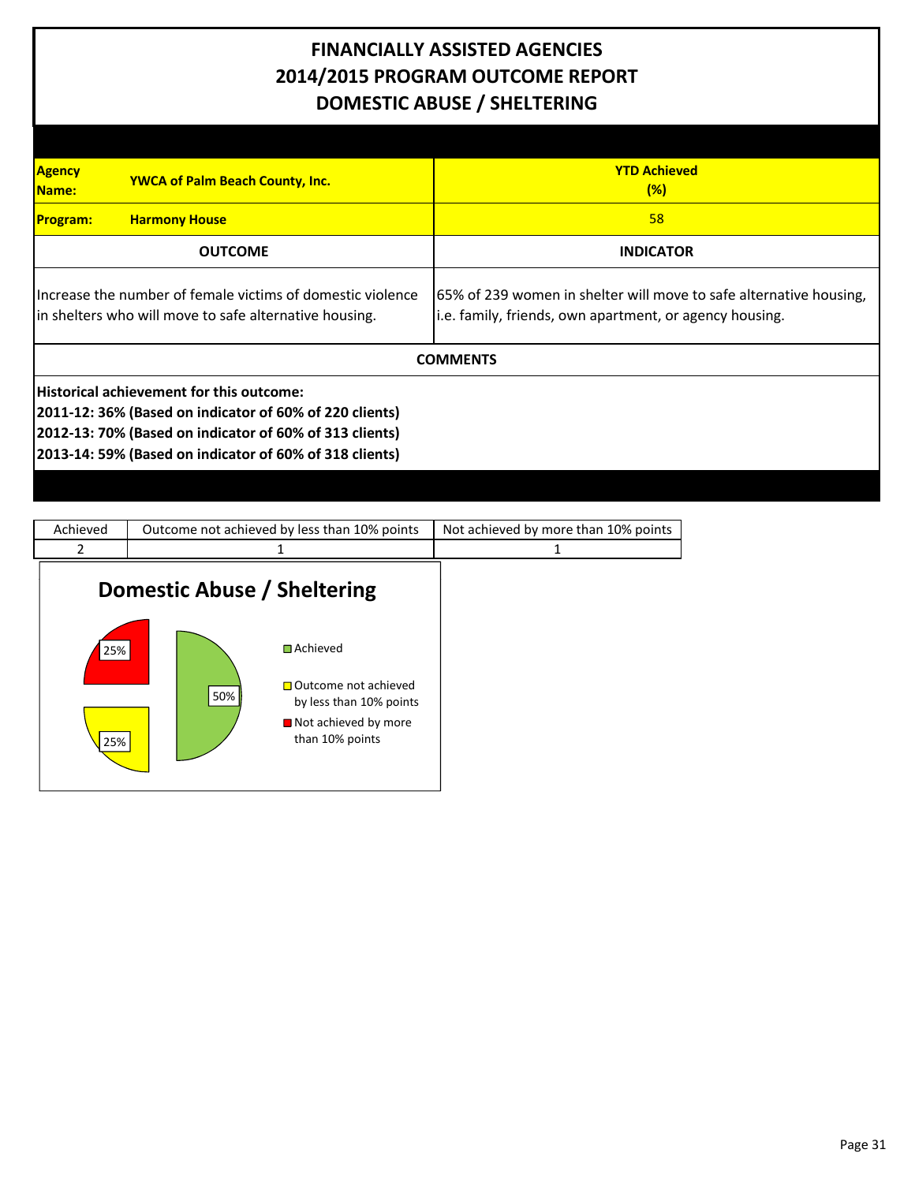# FINANCIALLY ASSISTED AGENCIES
# 2014/2015 PROGRAM OUTCOME REPORT
# DOMESTIC ABUSE / SHELTERING

| **Agency Name:** | **YWCA of Palm Beach County, Inc.** | **YTD Achieved (%)** |
|---|---|---|
| **Program:** | **Harmony House** | 58 |

| OUTCOME | INDICATOR |
|---|---|
| Increase the number of female victims of domestic violence in shelters who will move to safe alternative housing. | 65% of 239 women in shelter will move to safe alternative housing, i.e. family, friends, own apartment, or agency housing. |

**COMMENTS**

**Historical achievement for this outcome:**
**2011-12: 36% (Based on indicator of 60% of 220 clients)**
**2012-13: 70% (Based on indicator of 60% of 313 clients)**
**2013-14: 59% (Based on indicator of 60% of 318 clients)**

| Achieved | Outcome not achieved by less than 10% points | Not achieved by more than 10% points |
|---|---|---|
| 2 | 1 | 1 |

**Domestic Abuse / Sheltering**

- Achieved: 50%
- Outcome not achieved by less than 10% points: 25%
- Not achieved by more than 10% points: 25%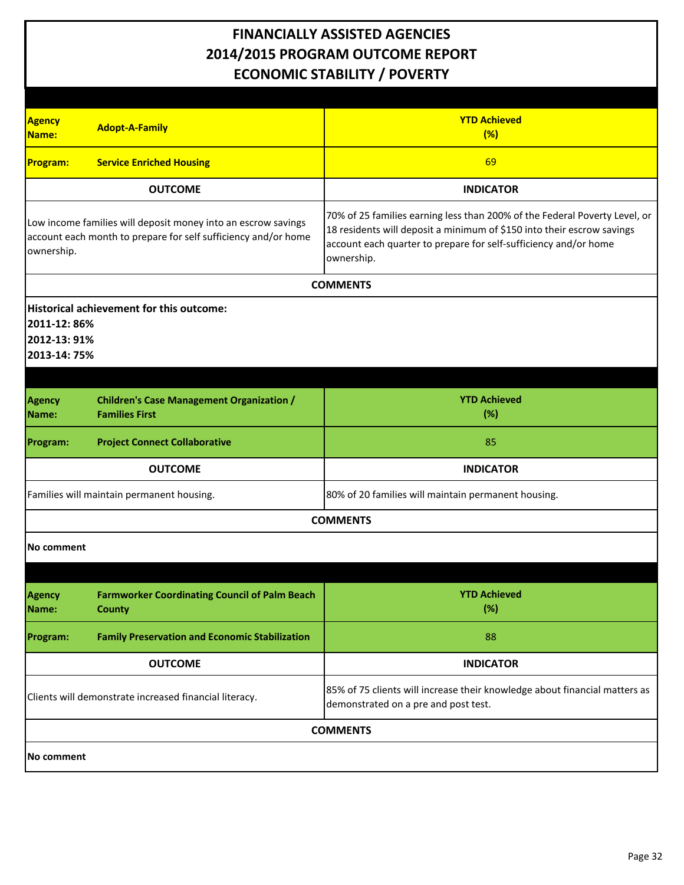# FINANCIALLY ASSISTED AGENCIES
# 2014/2015 PROGRAM OUTCOME REPORT
# ECONOMIC STABILITY / POVERTY

| **Agency Name:** | **Adopt-A-Family** | **YTD Achieved (%)** |
|---|---|---|
| **Program:** | **Service Enriched Housing** | 69 |

| **OUTCOME** | **INDICATOR** |
|---|---|
| Low income families will deposit money into an escrow savings account each month to prepare for self sufficiency and/or home ownership. | 70% of 25 families earning less than 200% of the Federal Poverty Level, or 18 residents will deposit a minimum of $150 into their escrow savings account each quarter to prepare for self-sufficiency and/or home ownership. |

**COMMENTS**

**Historical achievement for this outcome:**
**2011-12: 86%**
**2012-13: 91%**
**2013-14: 75%**

| **Agency Name:** | **Children's Case Management Organization / Families First** | **YTD Achieved (%)** |
|---|---|---|
| **Program:** | **Project Connect Collaborative** | 85 |

| **OUTCOME** | **INDICATOR** |
|---|---|
| Families will maintain permanent housing. | 80% of 20 families will maintain permanent housing. |

**COMMENTS**

**No comment**

| **Agency Name:** | **Farmworker Coordinating Council of Palm Beach County** | **YTD Achieved (%)** |
|---|---|---|
| **Program:** | **Family Preservation and Economic Stabilization** | 88 |

| **OUTCOME** | **INDICATOR** |
|---|---|
| Clients will demonstrate increased financial literacy. | 85% of 75 clients will increase their knowledge about financial matters as demonstrated on a pre and post test. |

**COMMENTS**

**No comment**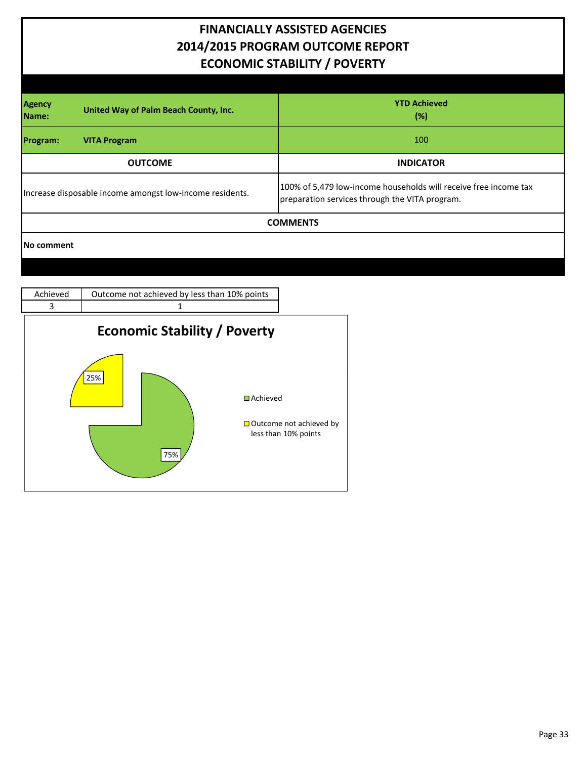# FINANCIALLY ASSISTED AGENCIES
# 2014/2015 PROGRAM OUTCOME REPORT
# ECONOMIC STABILITY / POVERTY

| **Agency Name:** **United Way of Palm Beach County, Inc.** | **YTD Achieved (%)** |
|---|---|
| **Program:** **VITA Program** | 100 |
| **OUTCOME** | **INDICATOR** |
| Increase disposable income amongst low-income residents. | 100% of 5,479 low-income households will receive free income tax preparation services through the VITA program. |

**COMMENTS**

**No comment**

| Achieved | Outcome not achieved by less than 10% points |
|---|---|
| 3 | 1 |

## Economic Stability / Poverty

- Achieved: 75%
- Outcome not achieved by less than 10% points: 25%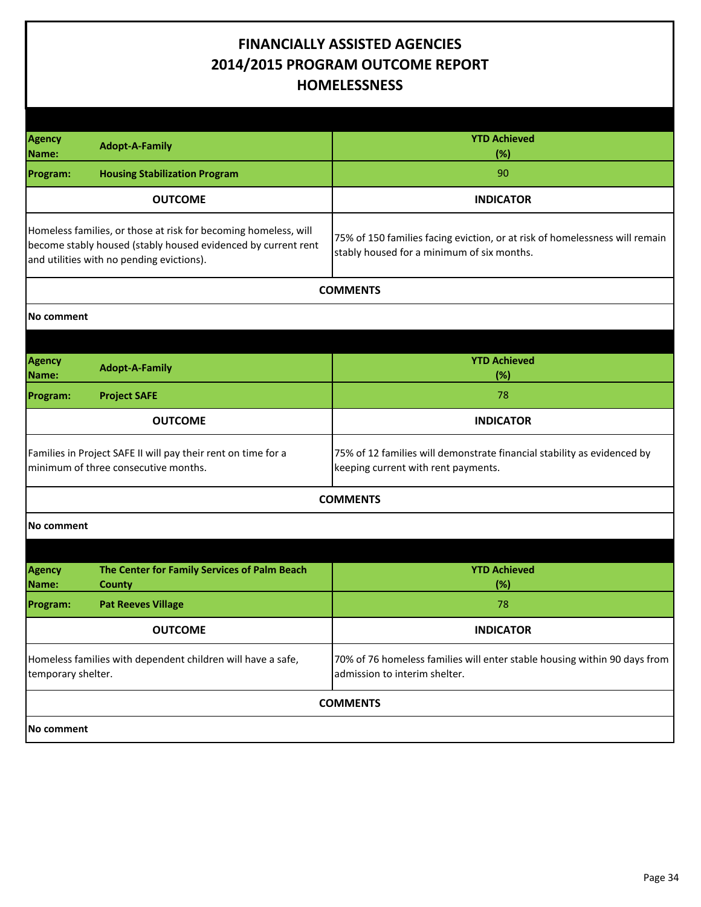# FINANCIALLY ASSISTED AGENCIES
# 2014/2015 PROGRAM OUTCOME REPORT
# HOMELESSNESS

| **Agency Name:** **Adopt-A-Family** | **YTD Achieved (%)** |
|---|---|
| **Program:** **Housing Stabilization Program** | 90 |
| **OUTCOME** | **INDICATOR** |
| Homeless families, or those at risk for becoming homeless, will become stably housed (stably housed evidenced by current rent and utilities with no pending evictions). | 75% of 150 families facing eviction, or at risk of homelessness will remain stably housed for a minimum of six months. |

**COMMENTS**

**No comment**

| **Agency Name:** **Adopt-A-Family** | **YTD Achieved (%)** |
|---|---|
| **Program:** **Project SAFE** | 78 |
| **OUTCOME** | **INDICATOR** |
| Families in Project SAFE II will pay their rent on time for a minimum of three consecutive months. | 75% of 12 families will demonstrate financial stability as evidenced by keeping current with rent payments. |

**COMMENTS**

**No comment**

| **Agency Name:** **The Center for Family Services of Palm Beach County** | **YTD Achieved (%)** |
|---|---|
| **Program:** **Pat Reeves Village** | 78 |
| **OUTCOME** | **INDICATOR** |
| Homeless families with dependent children will have a safe, temporary shelter. | 70% of 76 homeless families will enter stable housing within 90 days from admission to interim shelter. |

**COMMENTS**

**No comment**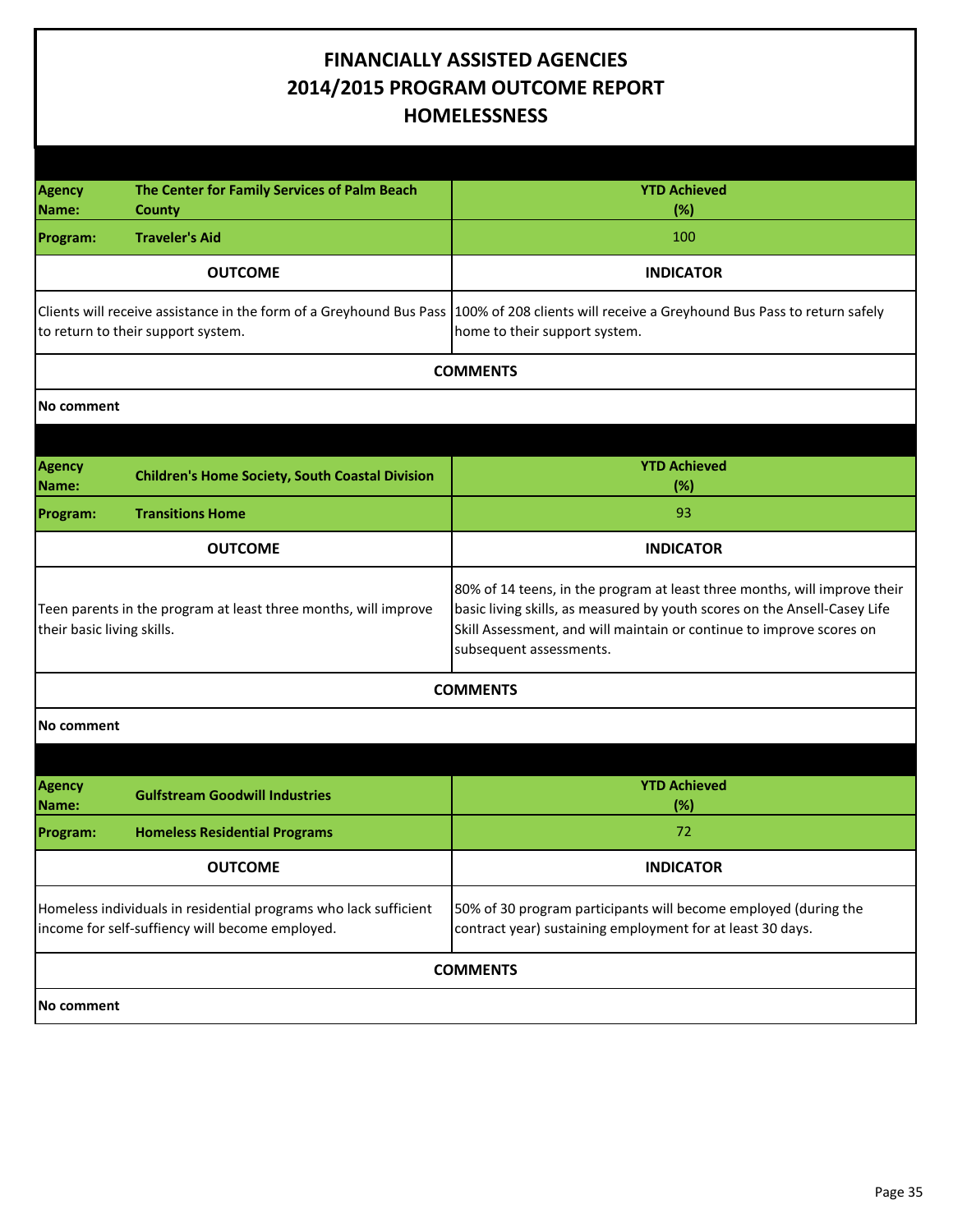# FINANCIALLY ASSISTED AGENCIES
## 2014/2015 PROGRAM OUTCOME REPORT
## HOMELESSNESS

| **Agency Name:** The Center for Family Services of Palm Beach County | **YTD Achieved (%)** |
|---|---|
| **Program:** Traveler's Aid | 100 |
| **OUTCOME** | **INDICATOR** |
| Clients will receive assistance in the form of a Greyhound Bus Pass to return to their support system. | 100% of 208 clients will receive a Greyhound Bus Pass to return safely home to their support system. |

**COMMENTS**

**No comment**

| **Agency Name:** Children's Home Society, South Coastal Division | **YTD Achieved (%)** |
|---|---|
| **Program:** Transitions Home | 93 |
| **OUTCOME** | **INDICATOR** |
| Teen parents in the program at least three months, will improve their basic living skills. | 80% of 14 teens, in the program at least three months, will improve their basic living skills, as measured by youth scores on the Ansell-Casey Life Skill Assessment, and will maintain or continue to improve scores on subsequent assessments. |

**COMMENTS**

**No comment**

| **Agency Name:** Gulfstream Goodwill Industries | **YTD Achieved (%)** |
|---|---|
| **Program:** Homeless Residential Programs | 72 |
| **OUTCOME** | **INDICATOR** |
| Homeless individuals in residential programs who lack sufficient income for self-suffiency will become employed. | 50% of 30 program participants will become employed (during the contract year) sustaining employment for at least 30 days. |

**COMMENTS**

**No comment**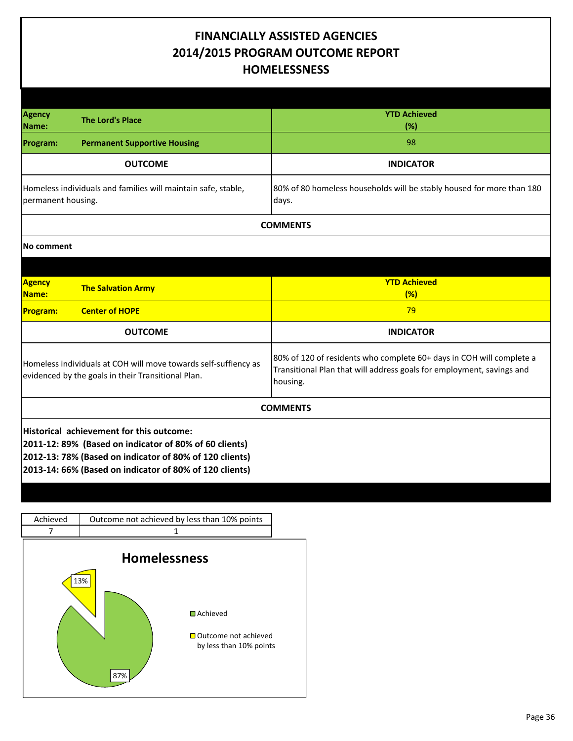# FINANCIALLY ASSISTED AGENCIES
# 2014/2015 PROGRAM OUTCOME REPORT
# HOMELESSNESS

| **Agency Name:** **The Lord's Place** | **YTD Achieved (%)** |
|---|---|
| **Program:** **Permanent Supportive Housing** | 98 |
| **OUTCOME** | **INDICATOR** |
| Homeless individuals and families will maintain safe, stable, permanent housing. | 80% of 80 homeless households will be stably housed for more than 180 days. |

**COMMENTS**

**No comment**

| **Agency Name:** **The Salvation Army** | **YTD Achieved (%)** |
|---|---|
| **Program:** **Center of HOPE** | 79 |
| **OUTCOME** | **INDICATOR** |
| Homeless individuals at COH will move towards self-suffiency as evidenced by the goals in their Transitional Plan. | 80% of 120 of residents who complete 60+ days in COH will complete a Transitional Plan that will address goals for employment, savings and housing. |

**COMMENTS**

**Historical achievement for this outcome:**
**2011-12: 89% (Based on indicator of 80% of 60 clients)**
**2012-13: 78% (Based on indicator of 80% of 120 clients)**
**2013-14: 66% (Based on indicator of 80% of 120 clients)**

| Achieved | Outcome not achieved by less than 10% points |
|---|---|
| 7 | 1 |

**Homelessness**

- Achieved: 87%
- Outcome not achieved by less than 10% points: 13%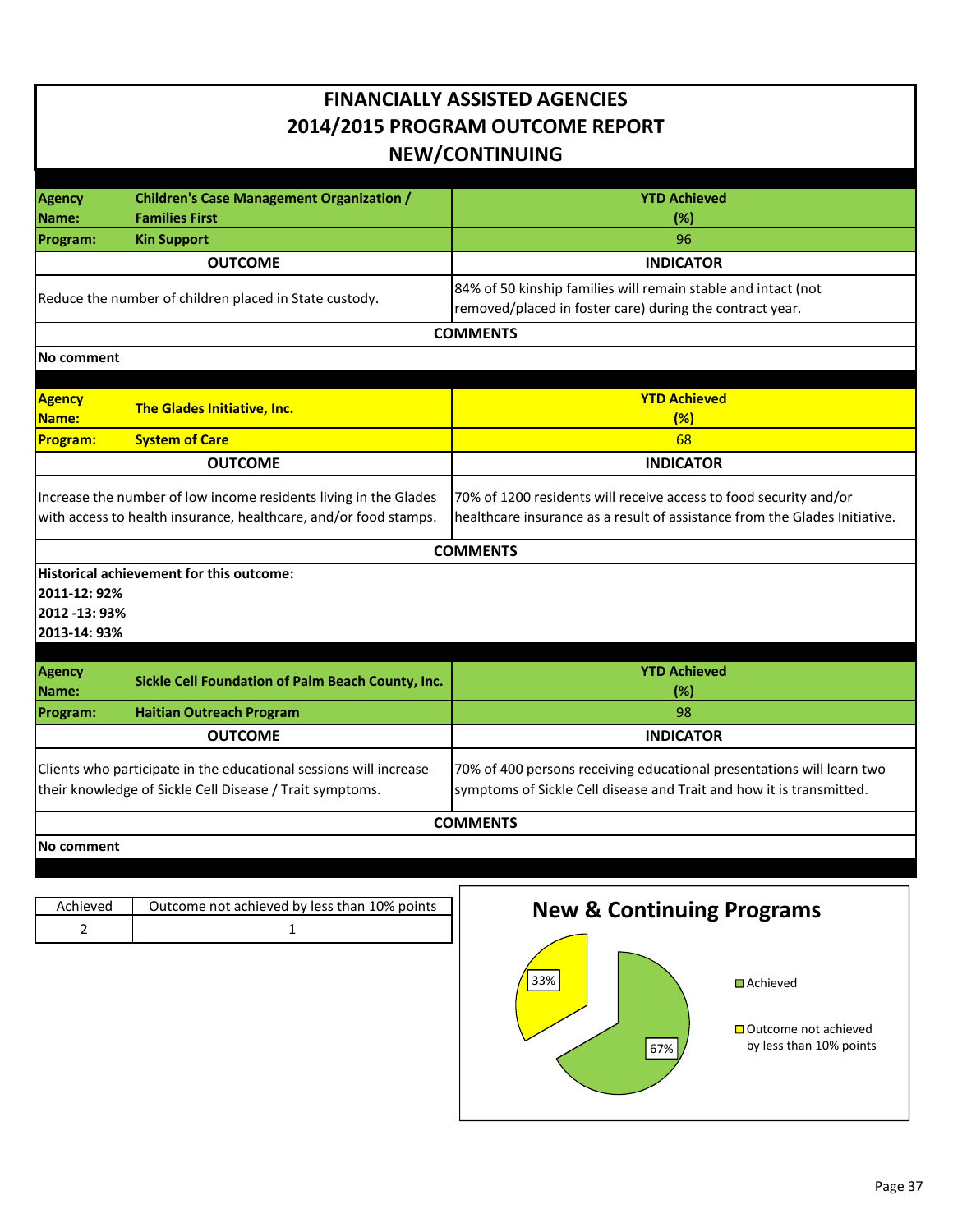# FINANCIALLY ASSISTED AGENCIES
## 2014/2015 PROGRAM OUTCOME REPORT
## NEW/CONTINUING

| **Agency Name:** | **Children's Case Management Organization / Families First** | **YTD Achieved (%)** |
|---|---|---|
| **Program:** | **Kin Support** | 96 |

| **OUTCOME** | **INDICATOR** |
|---|---|
| Reduce the number of children placed in State custody. | 84% of 50 kinship families will remain stable and intact (not removed/placed in foster care) during the contract year. |

**COMMENTS**

**No comment**

| **Agency Name:** | **The Glades Initiative, Inc.** | **YTD Achieved (%)** |
|---|---|---|
| **Program:** | **System of Care** | 68 |

| **OUTCOME** | **INDICATOR** |
|---|---|
| Increase the number of low income residents living in the Glades with access to health insurance, healthcare, and/or food stamps. | 70% of 1200 residents will receive access to food security and/or healthcare insurance as a result of assistance from the Glades Initiative. |

**COMMENTS**

**Historical achievement for this outcome:**
**2011-12: 92%**
**2012 -13: 93%**
**2013-14: 93%**

| **Agency Name:** | **Sickle Cell Foundation of Palm Beach County, Inc.** | **YTD Achieved (%)** |
|---|---|---|
| **Program:** | **Haitian Outreach Program** | 98 |

| **OUTCOME** | **INDICATOR** |
|---|---|
| Clients who participate in the educational sessions will increase their knowledge of Sickle Cell Disease / Trait symptoms. | 70% of 400 persons receiving educational presentations will learn two symptoms of Sickle Cell disease and Trait and how it is transmitted. |

**COMMENTS**

**No comment**

| Achieved | Outcome not achieved by less than 10% points |
|---|---|
| 2 | 1 |

**New & Continuing Programs**

- Achieved: 67%
- Outcome not achieved by less than 10% points: 33%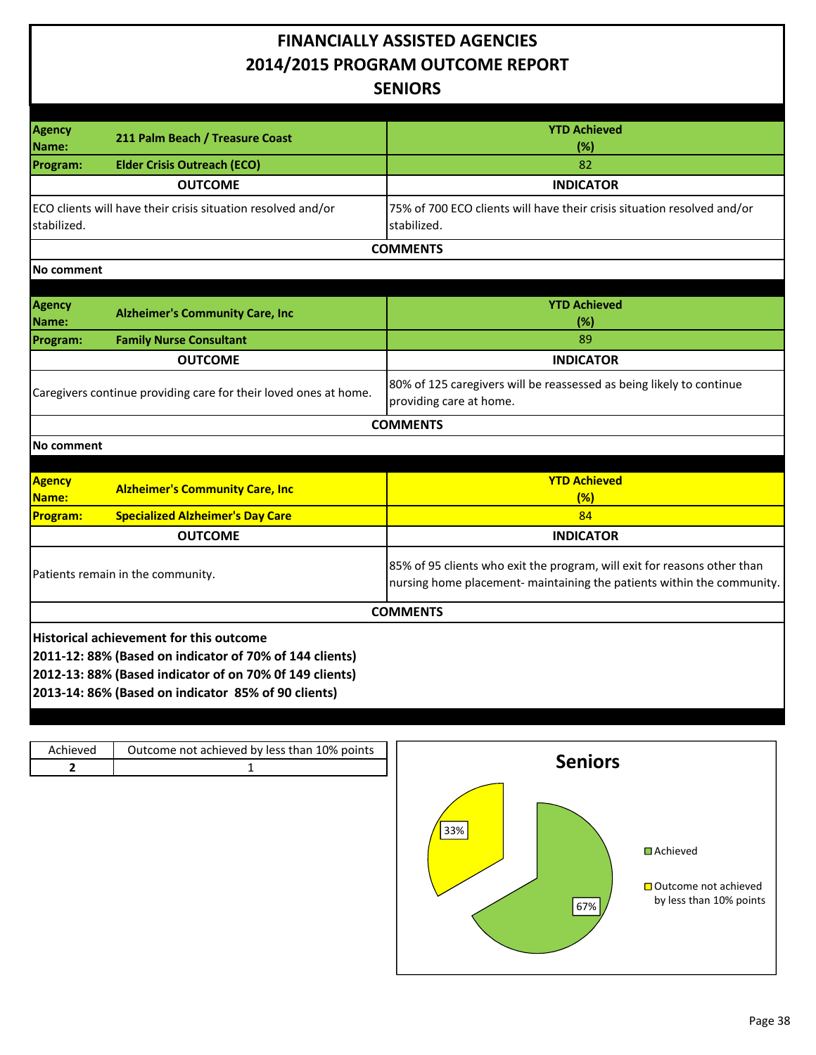# FINANCIALLY ASSISTED AGENCIES
## 2014/2015 PROGRAM OUTCOME REPORT
## SENIORS

| **Agency Name:** **211 Palm Beach / Treasure Coast** | **YTD Achieved (%)** |
|---|---|
| **Program:** **Elder Crisis Outreach (ECO)** | 82 |
| **OUTCOME** | **INDICATOR** |
| ECO clients will have their crisis situation resolved and/or stabilized. | 75% of 700 ECO clients will have their crisis situation resolved and/or stabilized. |

**COMMENTS**

**No comment**

| **Agency Name:** **Alzheimer's Community Care, Inc** | **YTD Achieved (%)** |
|---|---|
| **Program:** **Family Nurse Consultant** | 89 |
| **OUTCOME** | **INDICATOR** |
| Caregivers continue providing care for their loved ones at home. | 80% of 125 caregivers will be reassessed as being likely to continue providing care at home. |

**COMMENTS**

**No comment**

| **Agency Name:** **Alzheimer's Community Care, Inc** | **YTD Achieved (%)** |
|---|---|
| **Program:** **Specialized Alzheimer's Day Care** | 84 |
| **OUTCOME** | **INDICATOR** |
| Patients remain in the community. | 85% of 95 clients who exit the program, will exit for reasons other than nursing home placement- maintaining the patients within the community. |

**COMMENTS**

**Historical achievement for this outcome**
**2011-12: 88% (Based on indicator of 70% of 144 clients)**
**2012-13: 88% (Based indicator of on 70% 0f 149 clients)**
**2013-14: 86% (Based on indicator 85% of 90 clients)**

| Achieved | Outcome not achieved by less than 10% points |
|---|---|
| **2** | 1 |

**Seniors**

- Achieved: 67%
- Outcome not achieved by less than 10% points: 33%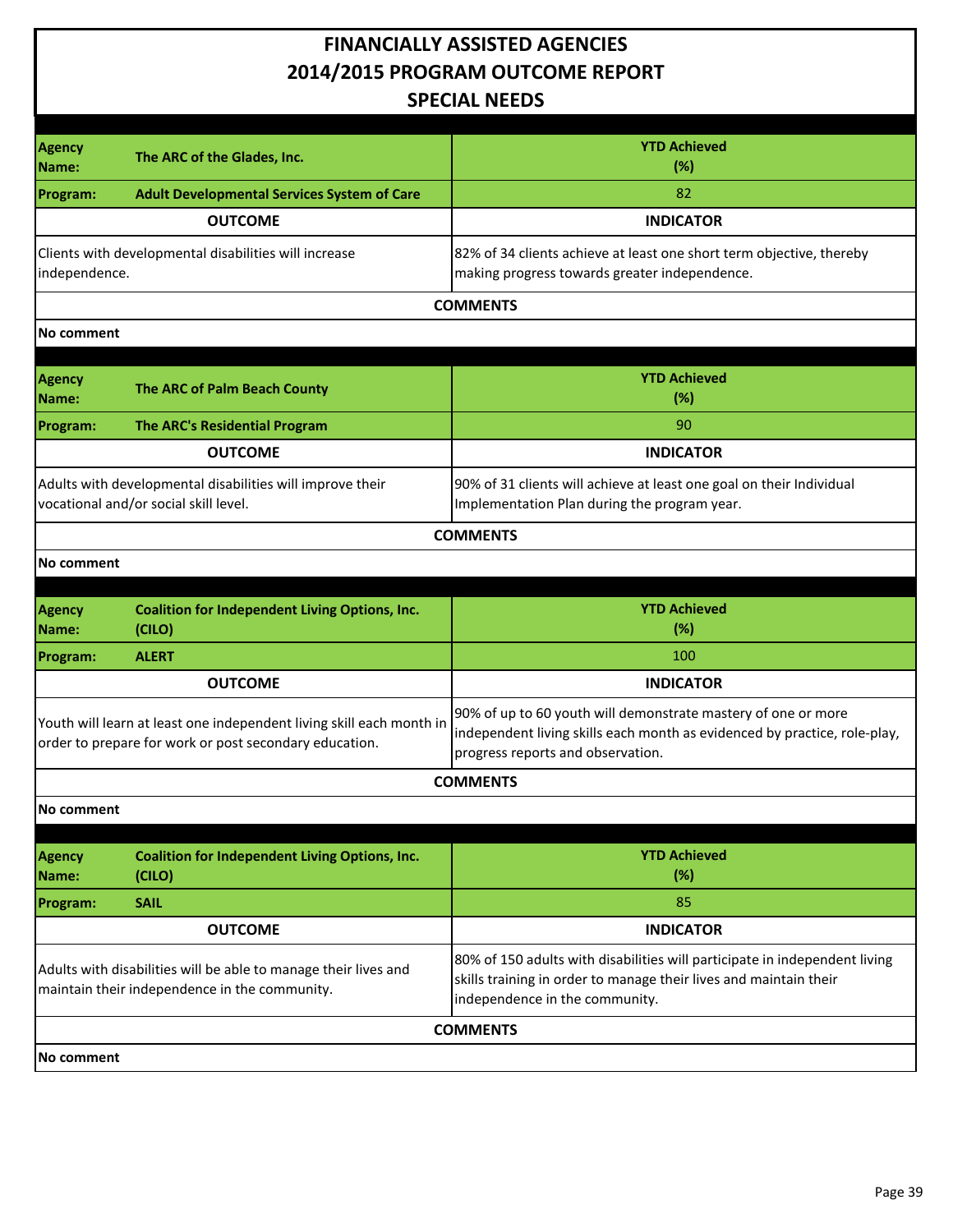# FINANCIALLY ASSISTED AGENCIES
# 2014/2015 PROGRAM OUTCOME REPORT
## SPECIAL NEEDS

| **Agency Name:** | **The ARC of the Glades, Inc.** | **YTD Achieved (%)** |
|---|---|---|
| **Program:** | **Adult Developmental Services System of Care** | 82 |
| **OUTCOME** | | **INDICATOR** |
| Clients with developmental disabilities will increase independence. | | 82% of 34 clients achieve at least one short term objective, thereby making progress towards greater independence. |
| **COMMENTS** | | |
| **No comment** | | |

| **Agency Name:** | **The ARC of Palm Beach County** | **YTD Achieved (%)** |
|---|---|---|
| **Program:** | **The ARC's Residential Program** | 90 |
| **OUTCOME** | | **INDICATOR** |
| Adults with developmental disabilities will improve their vocational and/or social skill level. | | 90% of 31 clients will achieve at least one goal on their Individual Implementation Plan during the program year. |
| **COMMENTS** | | |
| **No comment** | | |

| **Agency Name:** | **Coalition for Independent Living Options, Inc. (CILO)** | **YTD Achieved (%)** |
|---|---|---|
| **Program:** | **ALERT** | 100 |
| **OUTCOME** | | **INDICATOR** |
| Youth will learn at least one independent living skill each month in order to prepare for work or post secondary education. | | 90% of up to 60 youth will demonstrate mastery of one or more independent living skills each month as evidenced by practice, role-play, progress reports and observation. |
| **COMMENTS** | | |
| **No comment** | | |

| **Agency Name:** | **Coalition for Independent Living Options, Inc. (CILO)** | **YTD Achieved (%)** |
|---|---|---|
| **Program:** | **SAIL** | 85 |
| **OUTCOME** | | **INDICATOR** |
| Adults with disabilities will be able to manage their lives and maintain their independence in the community. | | 80% of 150 adults with disabilities will participate in independent living skills training in order to manage their lives and maintain their independence in the community. |
| **COMMENTS** | | |
| **No comment** | | |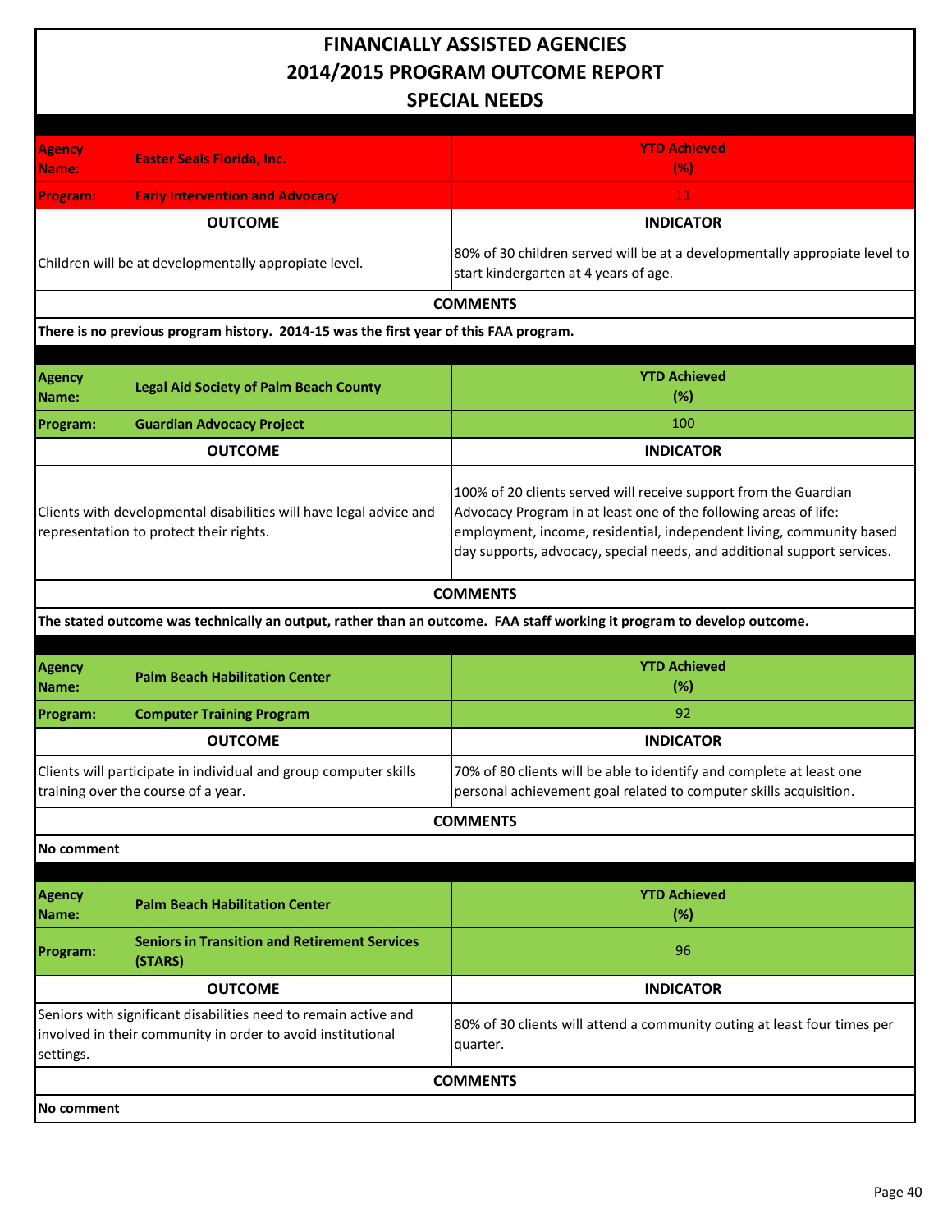# FINANCIALLY ASSISTED AGENCIES
## 2014/2015 PROGRAM OUTCOME REPORT
## SPECIAL NEEDS

| **Agency Name:** | **Easter Seals Florida, Inc.** | **YTD Achieved (%)** |
|---|---|---|
| **Program:** | **Early Intervention and Advocacy** | 11 |
| **OUTCOME** | | **INDICATOR** |
| Children will be at developmentally appropriate level. | | 80% of 30 children served will be at a developmentally appropiate level to start kindergarten at 4 years of age. |
| **COMMENTS** | | |
| **There is no previous program history. 2014-15 was the first year of this FAA program.** | | |

| **Agency Name:** | **Legal Aid Society of Palm Beach County** | **YTD Achieved (%)** |
|---|---|---|
| **Program:** | **Guardian Advocacy Project** | 100 |
| **OUTCOME** | | **INDICATOR** |
| Clients with developmental disabilities will have legal advice and representation to protect their rights. | | 100% of 20 clients served will receive support from the Guardian Advocacy Program in at least one of the following areas of life: employment, income, residential, independent living, community based day supports, advocacy, special needs, and additional support services. |
| **COMMENTS** | | |
| **The stated outcome was technically an output, rather than an outcome. FAA staff working it program to develop outcome.** | | |

| **Agency Name:** | **Palm Beach Habilitation Center** | **YTD Achieved (%)** |
|---|---|---|
| **Program:** | **Computer Training Program** | 92 |
| **OUTCOME** | | **INDICATOR** |
| Clients will participate in individual and group computer skills training over the course of a year. | | 70% of 80 clients will be able to identify and complete at least one personal achievement goal related to computer skills acquisition. |
| **COMMENTS** | | |
| **No comment** | | |

| **Agency Name:** | **Palm Beach Habilitation Center** | **YTD Achieved (%)** |
|---|---|---|
| **Program:** | **Seniors in Transition and Retirement Services (STARS)** | 96 |
| **OUTCOME** | | **INDICATOR** |
| Seniors with significant disabilities need to remain active and involved in their community in order to avoid institutional settings. | | 80% of 30 clients will attend a community outing at least four times per quarter. |
| **COMMENTS** | | |
| **No comment** | | |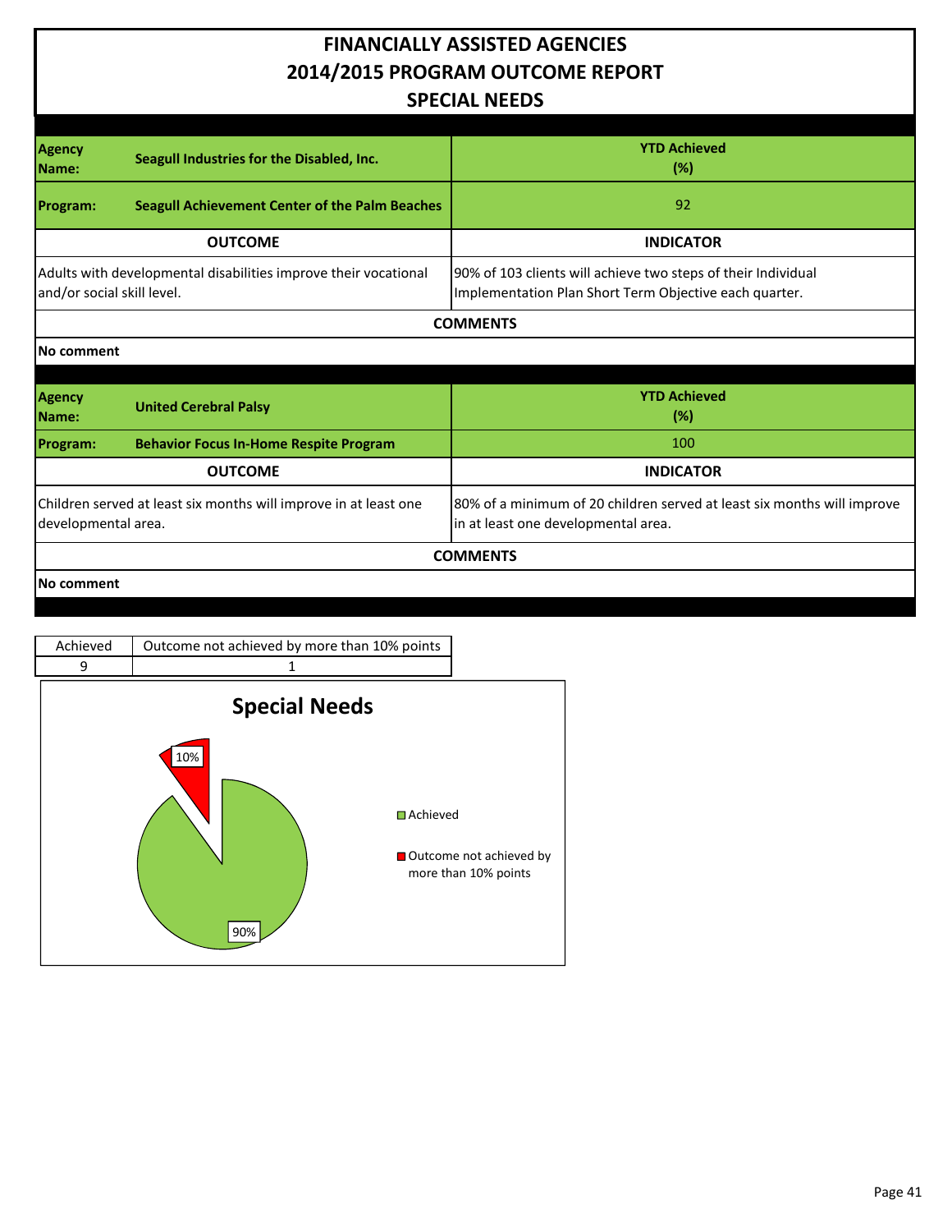# FINANCIALLY ASSISTED AGENCIES
## 2014/2015 PROGRAM OUTCOME REPORT
## SPECIAL NEEDS

| | |
|---|---|
| **Agency Name:** **Seagull Industries for the Disabled, Inc.** | **YTD Achieved (%)** |
| **Program:** **Seagull Achievement Center of the Palm Beaches** | 92 |
| **OUTCOME** | **INDICATOR** |
| Adults with developmental disabilities improve their vocational and/or social skill level. | 90% of 103 clients will achieve two steps of their Individual Implementation Plan Short Term Objective each quarter. |

**COMMENTS**

**No comment**

| | |
|---|---|
| **Agency Name:** **United Cerebral Palsy** | **YTD Achieved (%)** |
| **Program:** **Behavior Focus In-Home Respite Program** | 100 |
| **OUTCOME** | **INDICATOR** |
| Children served at least six months will improve in at least one developmental area. | 80% of a minimum of 20 children served at least six months will improve in at least one developmental area. |

**COMMENTS**

**No comment**

| Achieved | Outcome not achieved by more than 10% points |
|---|---|
| 9 | 1 |

Special Needs

10%

90%

Achieved

Outcome not achieved by more than 10% points